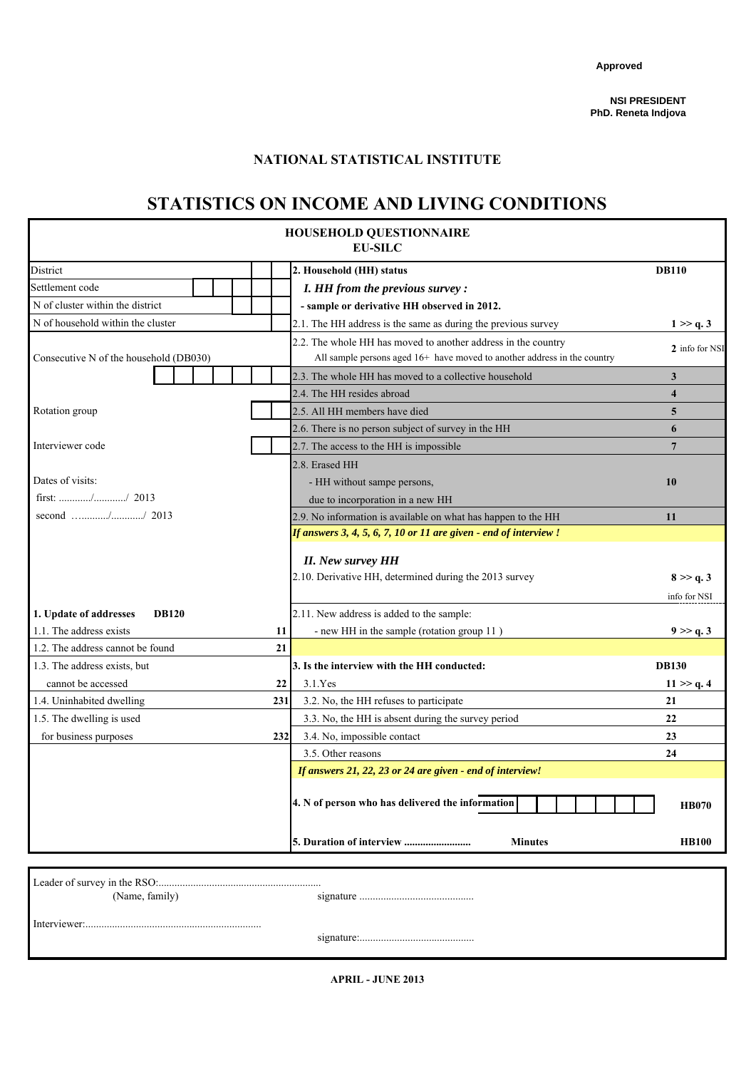Approved

**NSI PRESIDENT**
**PhD. Reneta Indjova**

## NATIONAL STATISTICAL INSTITUTE

# STATISTICS ON INCOME AND LIVING CONDITIONS

## HOUSEHOLD QUESTIONNAIRE
## EU-SILC

| | |
|---|---|
| District | |
| Settlement code | |
| N of cluster within the district | |
| N of household within the cluster | |
| Consecutive N of the household (DB030) | |
| Rotation group | |
| Interviewer code | |

Dates of visits:

first: ............/............/ 2013

second …........./............/ 2013

**1. Update of addresses DB120**

| | |
|---|---|
| 1.1. The address exists | 11 |
| 1.2. The address cannot be found | 21 |
| 1.3. The address exists, but cannot be accessed | 22 |
| 1.4. Uninhabited dwelling | 231 |
| 1.5. The dwelling is used for business purposes | 232 |

**2. Household (HH) status** **DB110**

***I. HH from the previous survey :***

**- sample or derivative HH observed in 2012.**

| | |
|---|---|
| 2.1. The HH address is the same as during the previous survey | **1 >> q. 3** |
| 2.2. The whole HH has moved to another address in the country<br>All sample persons aged 16+ have moved to another address in the country | **2** info for NSI |
| 2.3. The whole HH has moved to a collective household | **3** |
| 2.4. The HH resides abroad | **4** |
| 2.5. All HH members have died | **5** |
| 2.6. There is no person subject of survey in the HH | **6** |
| 2.7. The access to the HH is impossible | **7** |
| 2.8. Erased HH<br>- HH without sampe persons,<br>due to incorporation in a new HH | **10** |
| 2.9. No information is available on what has happen to the HH | **11** |

***If answers 3, 4, 5, 6, 7, 10 or 11 are given - end of interview !***

***II. New survey HH***

| | |
|---|---|
| 2.10. Derivative HH, determined during the 2013 survey | **8 >> q. 3**<br>info for NSI |
| 2.11. New address is added to the sample:<br>- new HH in the sample (rotation group 11 ) | **9 >> q. 3** |

**3. Is the interview with the HH conducted:** **DB130**

| | |
|---|---|
| 3.1.Yes | **11 >> q. 4** |
| 3.2. No, the HH refuses to participate | **21** |
| 3.3. No, the HH is absent during the survey period | **22** |
| 3.4. No, impossible contact | **23** |
| 3.5. Other reasons | **24** |

***If answers 21, 22, 23 or 24 are given - end of interview!***

**4. N of person who has delivered the information** **HB070**

**5. Duration of interview .........................** **Minutes** **HB100**

Leader of survey in the RSO:............................................................
(Name, family) signature ...........................................

Interviewer:.................................................................
signature:...........................................

**APRIL - JUNE 2013**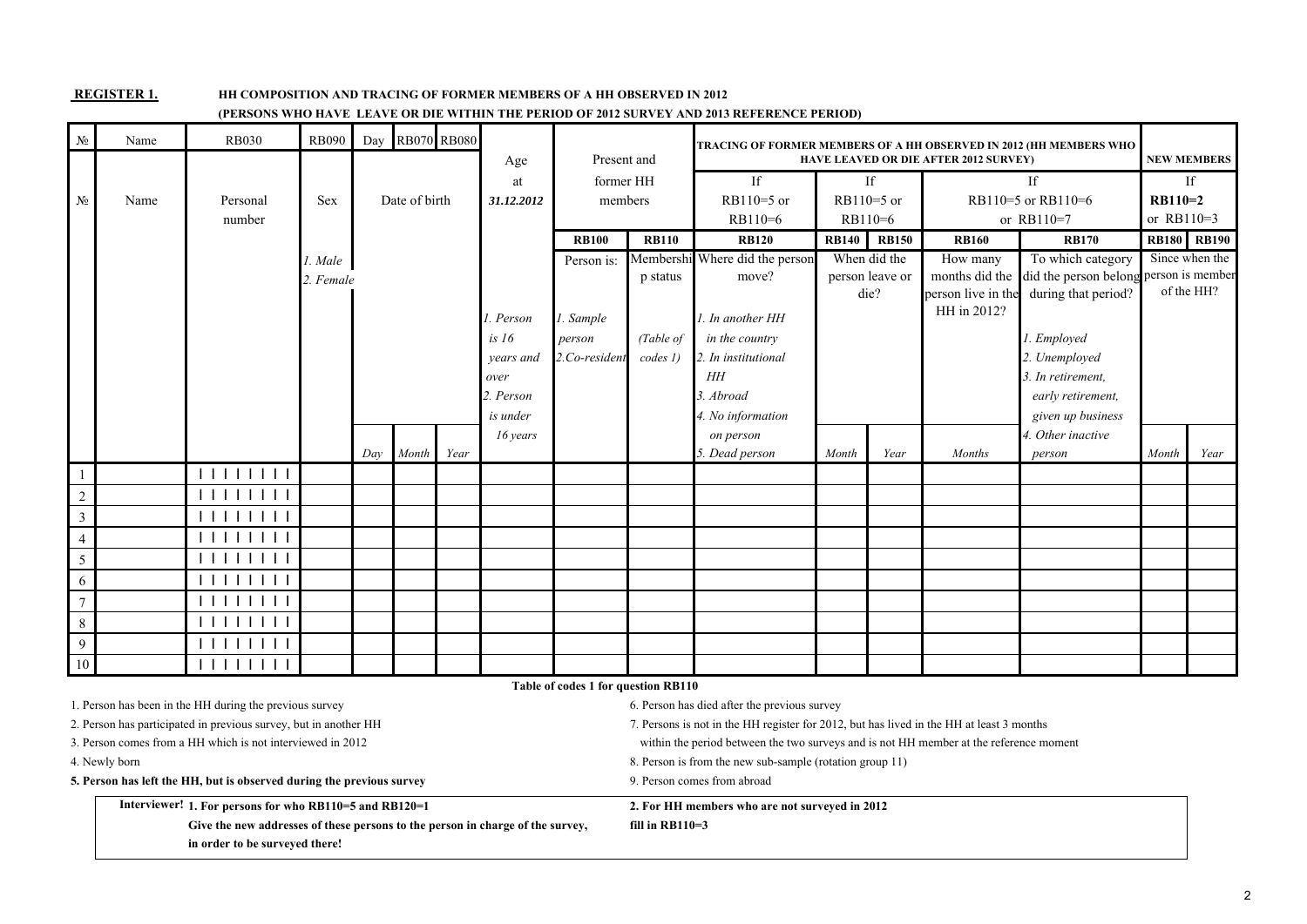**REGISTER 1.** **HH COMPOSITION AND TRACING OF FORMER MEMBERS OF A HH OBSERVED IN 2012**

**(PERSONS WHO HAVE LEAVE OR DIE WITHIN THE PERIOD OF 2012 SURVEY AND 2013 REFERENCE PERIOD)**

| № | Name | RB030 | RB090 | Day | RB070 | RB080 | Age at **31.12.2012** | Present and former HH members | | TRACING OF FORMER MEMBERS OF A HH OBSERVED IN 2012 (HH MEMBERS WHO HAVE LEAVED OR DIE AFTER 2012 SURVEY) | | | | | NEW MEMBERS | |
|---|---|---|---|---|---|---|---|---|---|---|---|---|---|---|---|---|
| № | Name | Personal number | Sex | Date of birth | | | | | | If RB110=5 or RB110=6 | If RB110=5 or RB110=6 | | If RB110=5 or RB110=6 or RB110=7 | | If **RB110=2** or RB110=3 | |
| | | | | | | | | **RB100** | **RB110** | **RB120** | **RB140** | **RB150** | **RB160** | **RB170** | **RB180** | **RB190** |
| | | | *1. Male* *2. Female* | | | | *1. Person is 16 years and over* *2. Person is under 16 years* | Person is: *1. Sample person* *2.Co-resident* | Membership status *(Table of codes 1)* | Where did the person move? *1. In another HH in the country* *2. In institutional HH* *3. Abroad* *4. No information on person* *5. Dead person* | When did the person leave or die? | | How many months did the person live in the HH in 2012? | To which category did the person belong during that period? *1. Employed* *2. Unemployed* *3. In retirement, early retirement, given up business* *4. Other inactive person* | Since when the person is member of the HH? | |
| | | | | *Day* | *Month* | *Year* | | | | | *Month* | *Year* | *Months* | | *Month* | *Year* |
| 1 | | I I I I I I I I | | | | | | | | | | | | | | |
| 2 | | I I I I I I I I | | | | | | | | | | | | | | |
| 3 | | I I I I I I I I | | | | | | | | | | | | | | |
| 4 | | I I I I I I I I | | | | | | | | | | | | | | |
| 5 | | I I I I I I I I | | | | | | | | | | | | | | |
| 6 | | I I I I I I I I | | | | | | | | | | | | | | |
| 7 | | I I I I I I I I | | | | | | | | | | | | | | |
| 8 | | I I I I I I I I | | | | | | | | | | | | | | |
| 9 | | I I I I I I I I | | | | | | | | | | | | | | |
| 10 | | I I I I I I I I | | | | | | | | | | | | | | |

**Table of codes 1 for question RB110**

1. Person has been in the HH during the previous survey
2. Person has participated in previous survey, but in another HH
3. Person comes from a HH which is not interviewed in 2012
4. Newly born
5. **Person has left the HH, but is observed during the previous survey**
6. Person has died after the previous survey
7. Persons is not in the HH register for 2012, but has lived in the HH at least 3 months within the period between the two surveys and is not HH member at the reference moment
8. Person is from the new sub-sample (rotation group 11)
9. Person comes from abroad

**Interviewer!** **1. For persons for who RB110=5 and RB120=1 Give the new addresses of these persons to the person in charge of the survey, in order to be surveyed there!**

**2. For HH members who are not surveyed in 2012 fill in RB110=3**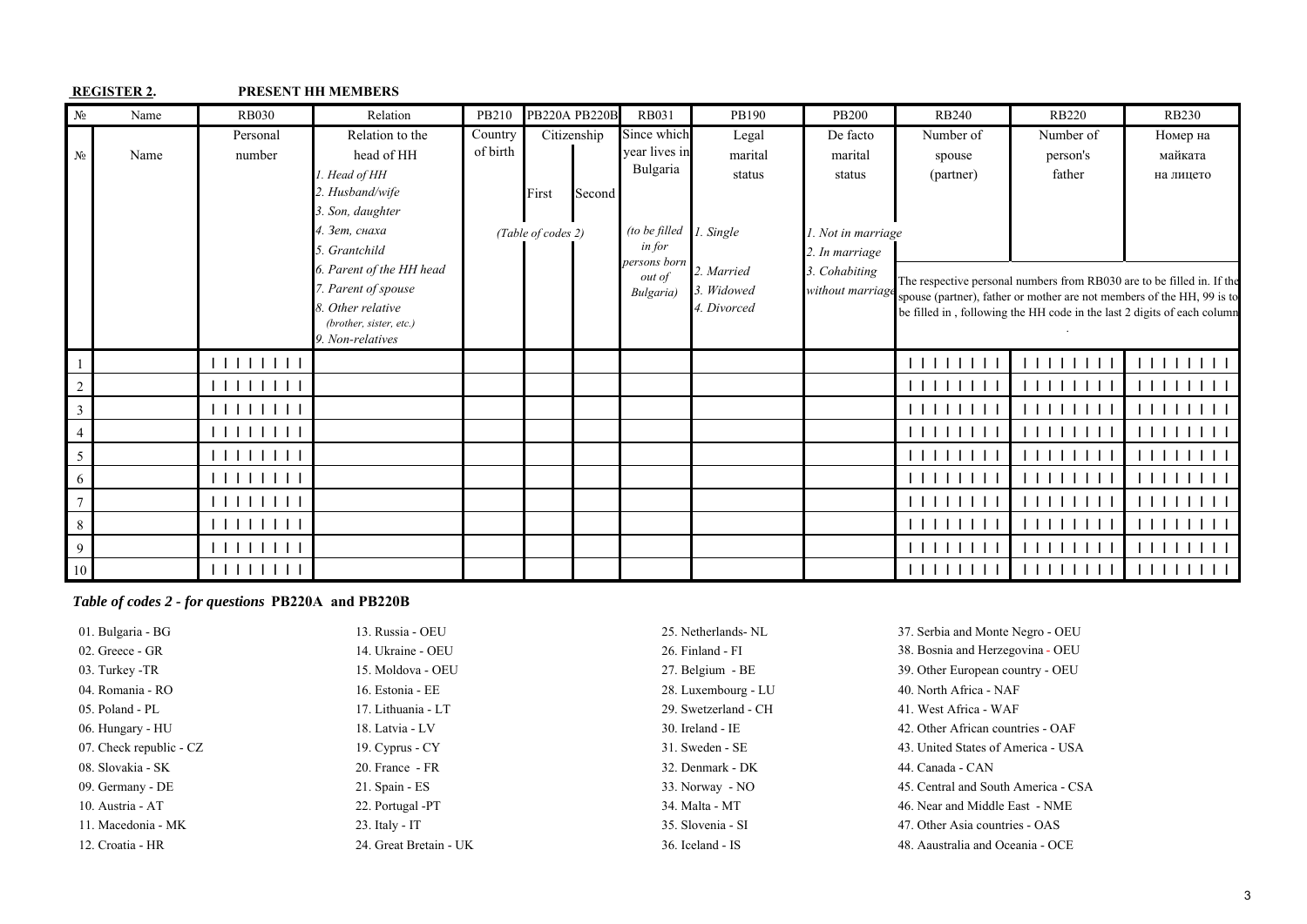**REGISTER 2.** **PRESENT HH MEMBERS**

| № | Name | RB030 | Relation | PB210 | PB220A | PB220B | RB031 | PB190 | PB200 | RB240 | RB220 | RB230 |
|---|---|---|---|---|---|---|---|---|---|---|---|---|
| № | Name | Personal number | Relation to the head of HH<br>*1. Head of HH*<br>*2. Husband/wife*<br>*3. Son, daughter*<br>*4. Зет, снаха*<br>*5. Grantchild*<br>*6. Parent of the HH head*<br>*7. Parent of spouse*<br>*8. Other relative (brother, sister, etc.)*<br>*9. Non-relatives* | Country of birth | Citizenship<br>First<br>*(Table of codes 2)* | Second | Since which year lives in Bulgaria<br>*(to be filled in for persons born out of Bulgaria)* | Legal marital status<br>*1. Single*<br>*2. Married*<br>*3. Widowed*<br>*4. Divorced* | De facto marital status<br>*1. Not in marriage*<br>*2. In marriage*<br>*3. Cohabiting without marriage* | Number of spouse (partner) | Number of person's father | Номер на майката на лицето |
| | | | | | | | | | | The respective personal numbers from RB030 are to be filled in. If the spouse (partner), father or mother are not members of the HH, 99 is to be filled in , following the HH code in the last 2 digits of each column. | | |
| 1 | | \| \| \| \| \| \| \| \| | | | | | | | | \| \| \| \| \| \| \| \| | \| \| \| \| \| \| \| \| | \| \| \| \| \| \| \| \| |
| 2 | | \| \| \| \| \| \| \| \| | | | | | | | | \| \| \| \| \| \| \| \| | \| \| \| \| \| \| \| \| | \| \| \| \| \| \| \| \| |
| 3 | | \| \| \| \| \| \| \| \| | | | | | | | | \| \| \| \| \| \| \| \| | \| \| \| \| \| \| \| \| | \| \| \| \| \| \| \| \| |
| 4 | | \| \| \| \| \| \| \| \| | | | | | | | | \| \| \| \| \| \| \| \| | \| \| \| \| \| \| \| \| | \| \| \| \| \| \| \| \| |
| 5 | | \| \| \| \| \| \| \| \| | | | | | | | | \| \| \| \| \| \| \| \| | \| \| \| \| \| \| \| \| | \| \| \| \| \| \| \| \| |
| 6 | | \| \| \| \| \| \| \| \| | | | | | | | | \| \| \| \| \| \| \| \| | \| \| \| \| \| \| \| \| | \| \| \| \| \| \| \| \| |
| 7 | | \| \| \| \| \| \| \| \| | | | | | | | | \| \| \| \| \| \| \| \| | \| \| \| \| \| \| \| \| | \| \| \| \| \| \| \| \| |
| 8 | | \| \| \| \| \| \| \| \| | | | | | | | | \| \| \| \| \| \| \| \| | \| \| \| \| \| \| \| \| | \| \| \| \| \| \| \| \| |
| 9 | | \| \| \| \| \| \| \| \| | | | | | | | | \| \| \| \| \| \| \| \| | \| \| \| \| \| \| \| \| | \| \| \| \| \| \| \| \| |
| 10 | | \| \| \| \| \| \| \| \| | | | | | | | | \| \| \| \| \| \| \| \| | \| \| \| \| \| \| \| \| | \| \| \| \| \| \| \| \| |

***Table of codes 2 - for questions* PB220A and PB220B**

01. Bulgaria - BG
02. Greece - GR
03. Turkey -TR
04. Romania - RO
05. Poland - PL
06. Hungary - HU
07. Check republic - CZ
08. Slovakia - SK
09. Germany - DE
10. Austria - AT
11. Macedonia - MK
12. Croatia - HR
13. Russia - OEU
14. Ukraine - OEU
15. Moldova - OEU
16. Estonia - EE
17. Lithuania - LT
18. Latvia - LV
19. Cyprus - CY
20. France - FR
21. Spain - ES
22. Portugal -PT
23. Italy - IT
24. Great Britain - UK
25. Netherlands- NL
26. Finland - FI
27. Belgium - BE
28. Luxembourg - LU
29. Swetzerland - CH
30. Ireland - IE
31. Sweden - SE
32. Denmark - DK
33. Norway - NO
34. Malta - MT
35. Slovenia - SI
36. Iceland - IS
37. Serbia and Monte Negro - OEU
38. Bosnia and Herzegovina - OEU
39. Other European country - OEU
40. North Africa - NAF
41. West Africa - WAF
42. Other African countries - OAF
43. United States of America - USA
44. Canada - CAN
45. Central and South America - CSA
46. Near and Middle East - NME
47. Other Asia countries - OAS
48. Aaustralia and Oceania - OCE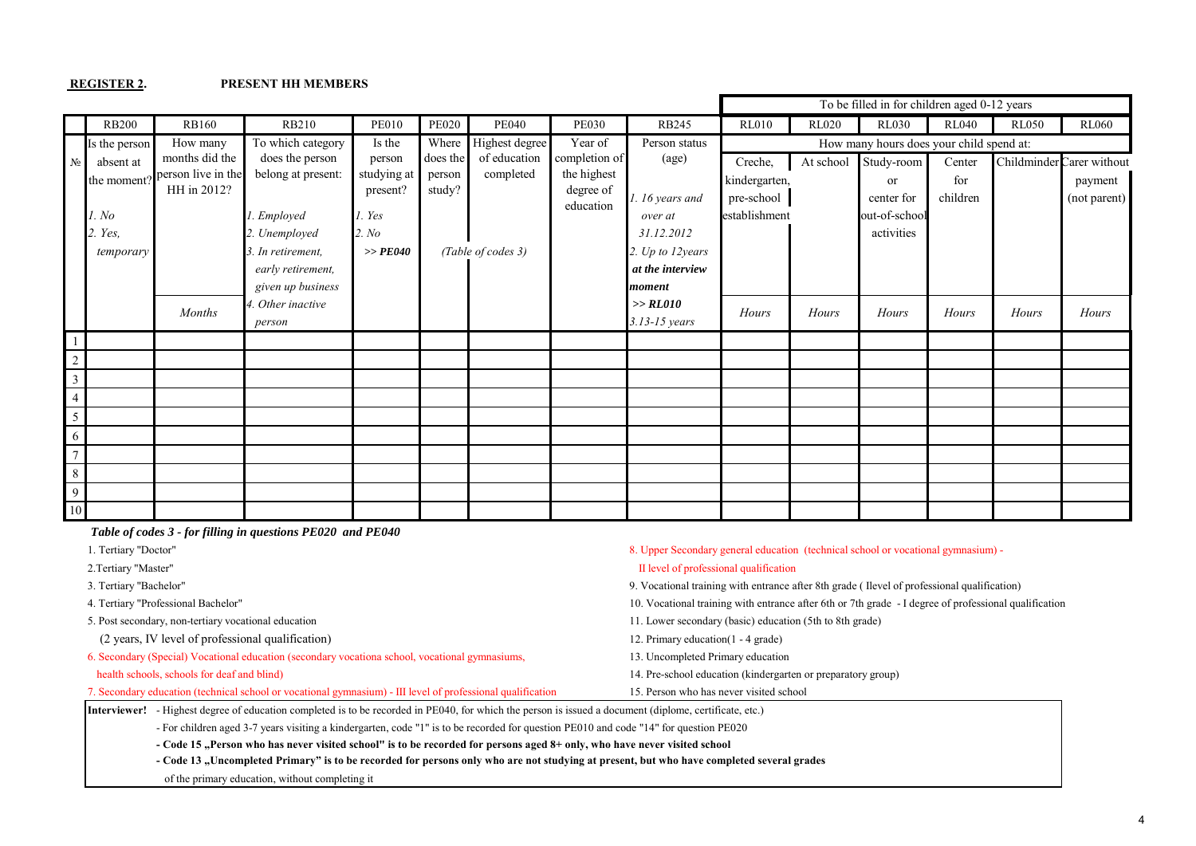**REGISTER 2.** **PRESENT HH MEMBERS**

| | RB200 | RB160 | RB210 | PE010 | PE020 | PE040 | PE030 | RB245 | RL010 | RL020 | RL030 | RL040 | RL050 | RL060 |
|---|---|---|---|---|---|---|---|---|---|---|---|---|---|---|
| | | | | | | | | | To be filled in for children aged 0-12 years | | | | | |
| № | Is the person absent at the moment? *1. No* *2. Yes, temporary* | How many months did the person live in the HH in 2012? *Months* | To which category does the person belong at present: *1. Employed* *2. Unemployed* *3. In retirement, early retirement, given up business* *4. Other inactive person* | Is the person studying at present? *1. Yes* *2. No* ***>> PE040*** | Where does the person study? | Highest degree of education completed *(Table of codes 3)* | Year of completion of the highest degree of education | Person status (age) *1. 16 years and over at 31.12.2012* *2. Up to 12years **at the interview moment** **>> RL010*** *3.13-15 years* | How many hours does your child spend at: Creche, kindergarten, pre-school establishment *Hours* | At school *Hours* | Study-room or center for out-of-school activities *Hours* | Center for children *Hours* | Childminder *Hours* | Carer without payment (not parent) *Hours* |
| 1 | | | | | | | | | | | | | | |
| 2 | | | | | | | | | | | | | | |
| 3 | | | | | | | | | | | | | | |
| 4 | | | | | | | | | | | | | | |
| 5 | | | | | | | | | | | | | | |
| 6 | | | | | | | | | | | | | | |
| 7 | | | | | | | | | | | | | | |
| 8 | | | | | | | | | | | | | | |
| 9 | | | | | | | | | | | | | | |
| 10 | | | | | | | | | | | | | | |

***Table of codes 3 - for filling in questions PE020 and PE040***

1. Tertiary "Doctor"
2. Tertiary "Master"
3. Tertiary "Bachelor"
4. Tertiary "Professional Bachelor"
5. Post secondary, non-tertiary vocational education (2 years, IV level of professional qualification)
6. Secondary (Special) Vocational education (secondary vocationa school, vocational gymnasiums, health schools, schools for deaf and blind)
7. Secondary education (technical school or vocational gymnasium) - III level of professional qualification
8. Upper Secondary general education (technical school or vocational gymnasium) - II level of professional qualification
9. Vocational training with entrance after 8th grade ( Ilevel of professional qualification)
10. Vocational training with entrance after 6th or 7th grade - I degree of professional qualification
11. Lower secondary (basic) education (5th to 8th grade)
12. Primary education(1 - 4 grade)
13. Uncompleted Primary education
14. Pre-school education (kindergarten or preparatory group)
15. Person who has never visited school

**Interviewer!** - Highest degree of education completed is to be recorded in PE040, for which the person is issued a document (diploma, certificate, etc.)
- For children aged 3-7 years visiting a kindergarten, code "1" is to be recorded for question PE010 and code "14" for question PE020
- **Code 15 „Person who has never visited school" is to be recorded for persons aged 8+ only, who have never visited school**
- **Code 13 „Uncompleted Primary" is to be recorded for persons only who are not studying at present, but who have completed several grades** of the primary education, without completing it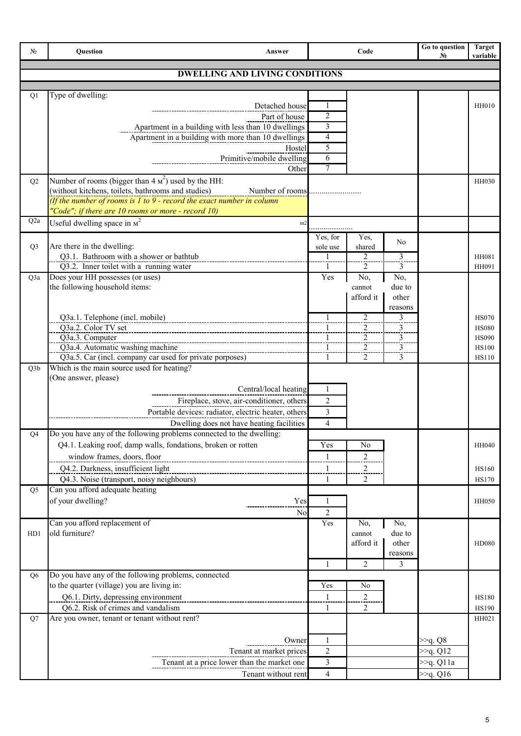| № | Question | Answer | Code | | | Go to question № | Target variable |
|---|---|---|---|---|---|---|---|
| | **DWELLING AND LIVING CONDITIONS** | | | | | | |
| Q1 | Type of dwelling: | | | | | | |
| | | Detached house | 1 | | | | HH010 |
| | | Part of house | 2 | | | | |
| | | Apartment in a building with less than 10 dwellings | 3 | | | | |
| | | Apartment in a building with more than 10 dwellings | 4 | | | | |
| | | Hostel | 5 | | | | |
| | | Primitive/mobile dwelling | 6 | | | | |
| | | Other | 7 | | | | |
| Q2 | Number of rooms (bigger than 4 $м^2$) used by the HH: (without kitchens, toilets, bathrooms and studies) *(If the number of rooms is 1 to 9 - record the exact number in column "Code"; if there are 10 rooms or more - record 10)* | Number of rooms | ........................ | | | | HH030 |
| Q2a | Useful dwelling space in $м^2$ | m2 | .................... | | | | |
| Q3 | Are there in the dwelling: | | Yes, for sole use | Yes, shared | No | | |
| | Q3.1. Bathroom with a shower or bathtub | | 1 | 2 | 3 | | HH081 |
| | Q3.2. Inner toilet with a running water | | 1 | 2 | 3 | | HH091 |
| Q3a | Does your HH possesses (or uses) the following household items: | | Yes | No, cannot afford it | No, due to other reasons | | |
| | Q3a.1. Telephone (incl. mobile) | | 1 | 2 | 3 | | HS070 |
| | Q3a.2. Color TV set | | 1 | 2 | 3 | | HS080 |
| | Q3a.3. Computer | | 1 | 2 | 3 | | HS090 |
| | Q3a.4. Automatic washing machine | | 1 | 2 | 3 | | HS100 |
| | Q3a.5. Car (incl. company car used for private porposes) | | 1 | 2 | 3 | | HS110 |
| Q3b | Which is the main source used for heating? (One answer, please) | | | | | | |
| | | Central/local heating | 1 | | | | |
| | | Fireplace, stove, air-conditioner, others | 2 | | | | |
| | | Portable devices: radiator, electric heater, others | 3 | | | | |
| | | Dwelling does not have heating facilities | 4 | | | | |
| Q4 | Do you have any of the following problems connected to the dwelling: | | Yes | No | | | |
| | Q4.1. Leaking roof, damp walls, fondations, broken or rotten window frames, doors, floor | | 1 | 2 | | | HH040 |
| | Q4.2. Darkness, insufficient light | | 1 | 2 | | | HS160 |
| | Q4.3. Noise (transport, noisy neighbours) | | 1 | 2 | | | HS170 |
| Q5 | Can you afford adequate heating of your dwelling? | Yes | 1 | | | | HH050 |
| | | No | 2 | | | | |
| HD1 | Can you afford replacement of old furniture? | | Yes | No, cannot afford it | No, due to other reasons | | HD080 |
| | | | 1 | 2 | 3 | | |
| Q6 | Do you have any of the following problems, connected to the quarter (village) you are living in: | | Yes | No | | | |
| | Q6.1. Dirty, depressing environment | | 1 | 2 | | | HS180 |
| | Q6.2. Risk of crimes and vandalism | | 1 | 2 | | | HS190 |
| Q7 | Are you owner, tenant or tenant without rent? | | | | | | HH021 |
| | | Owner | 1 | | | >>q. Q8 | |
| | | Tenant at market prices | 2 | | | >>q. Q12 | |
| | | Tenant at a price lower than the market one | 3 | | | >>q. Q11a | |
| | | Tenant without rent | 4 | | | >>q. Q16 | |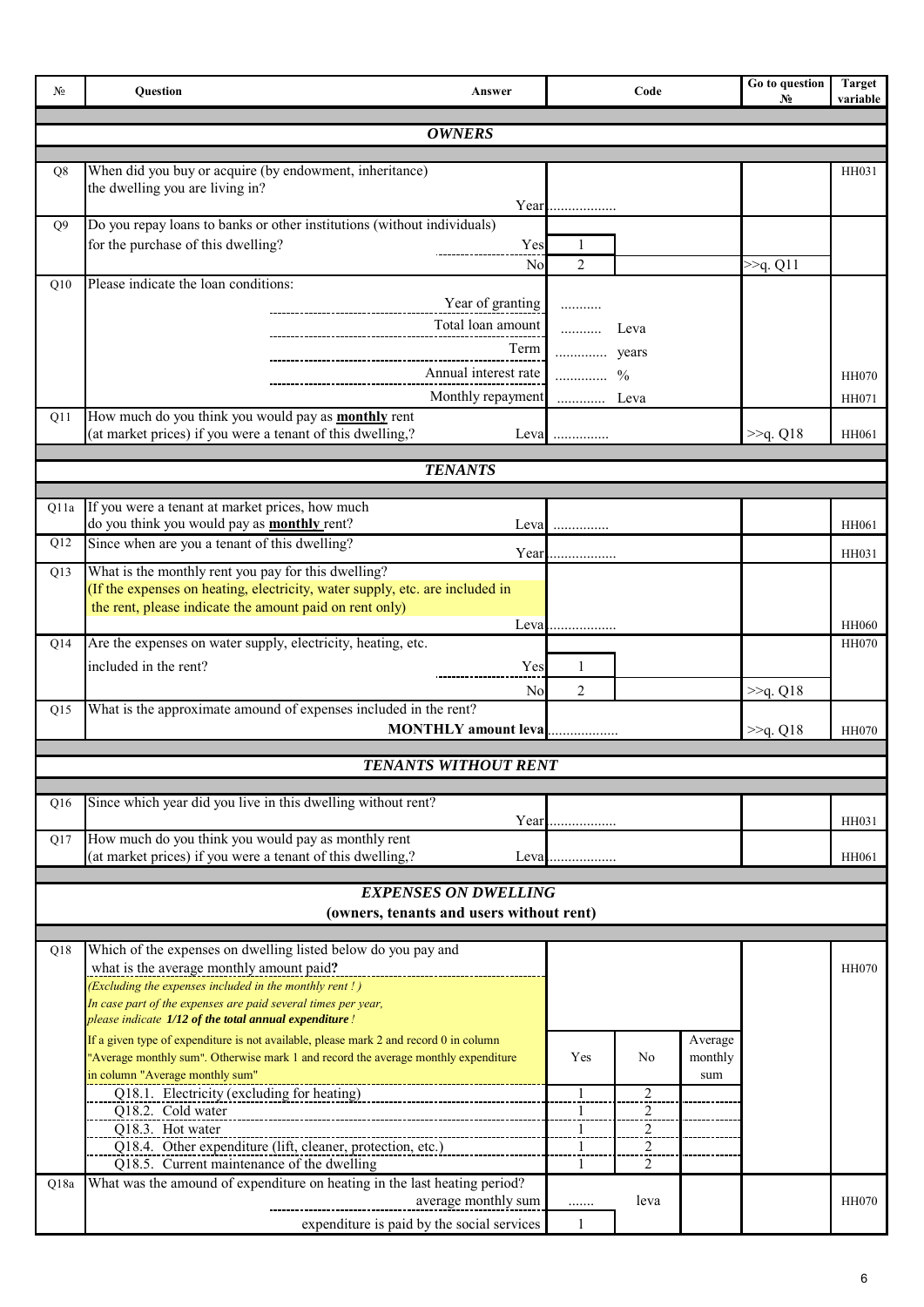| № | Question | Answer | Code | | | Go to question № | Target variable |
|---|---|---|---|---|---|---|---|
| | ***OWNERS*** | | | | | | |
| Q8 | When did you buy or acquire (by endowment, inheritance) the dwelling you are living in? | Year | ................. | | | | HH031 |
| Q9 | Do you repay loans to banks or other institutions (without individuals) for the purchase of this dwelling? | Yes | 1 | | | | |
| | | No | 2 | | | >>q. Q11 | |
| Q10 | Please indicate the loan conditions: | Year of granting | .......... | | | | |
| | | Total loan amount | .......... | Leva | | | |
| | | Term | ............. | years | | | |
| | | Annual interest rate | ............. | % | | | HH070 |
| | | Monthly repayment | ............ | Leva | | | HH071 |
| Q11 | How much do you think you would pay as **monthly** rent (at market prices) if you were a tenant of this dwelling,? | Leva | .............. | | | >>q. Q18 | HH061 |
| | ***TENANTS*** | | | | | | |
| Q11a | If you were a tenant at market prices, how much do you think you would pay as **monthly** rent? | Leva | .............. | | | | HH061 |
| Q12 | Since when are you a tenant of this dwelling? | Year | ................. | | | | HH031 |
| Q13 | What is the monthly rent you pay for this dwelling? (If the expenses on heating, electricity, water supply, etc. are included in the rent, please indicate the amount paid on rent only) | Leva | ................. | | | | HH060 |
| Q14 | Are the expenses on water supply, electricity, heating, etc. included in the rent? | Yes | 1 | | | | HH070 |
| | | No | 2 | | | >>q. Q18 | |
| Q15 | What is the approximate amound of expenses included in the rent? | **MONTHLY amount leva** | ................. | | | >>q. Q18 | HH070 |
| | ***TENANTS WITHOUT RENT*** | | | | | | |
| Q16 | Since which year did you live in this dwelling without rent? | Year | ................. | | | | HH031 |
| Q17 | How much do you think you would pay as monthly rent (at market prices) if you were a tenant of this dwelling,? | Leva | ................. | | | | HH061 |
| | ***EXPENSES ON DWELLING*** **(owners, tenants and users without rent)** | | | | | | |
| Q18 | Which of the expenses on dwelling listed below do you pay and what is the average monthly amount paid**?** *(Excluding the expenses included in the monthly rent ! )* *In case part of the expenses are paid several times per year, please indicate **1/12 of the total annual expenditure** !* | | | | | | HH070 |
| | If a given type of expenditure is not available, please mark 2 and record 0 in column "Average monthly sum". Otherwise mark 1 and record the average monthly expenditure in column "Average monthly sum" | | Yes | No | Average monthly sum | | |
| | Q18.1. Electricity (excluding for heating) | | 1 | 2 | | | |
| | Q18.2. Cold water | | 1 | 2 | | | |
| | Q18.3. Hot water | | 1 | 2 | | | |
| | Q18.4. Other expenditure (lift, cleaner, protection, etc.) | | 1 | 2 | | | |
| | Q18.5. Current maintenance of the dwelling | | 1 | 2 | | | |
| Q18a | What was the amount of expenditure on heating in the last heating period? | average monthly sum | ....... | leva | | | HH070 |
| | | expenditure is paid by the social services | 1 | | | | |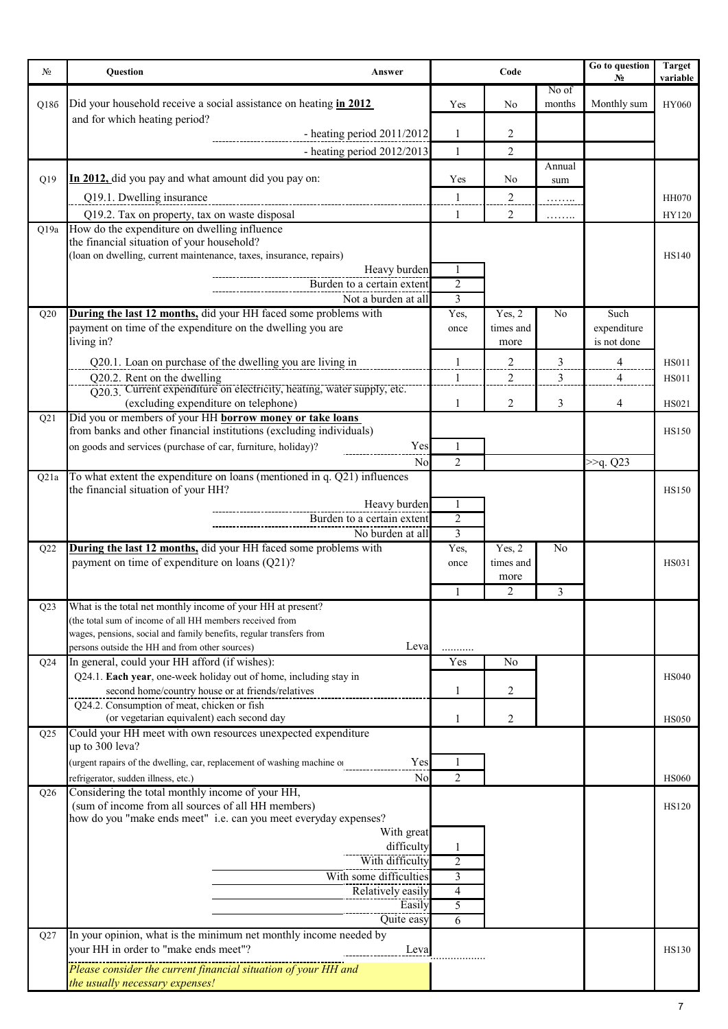| № | Question | Answer | Code | | | Go to question № | Target variable |
|---|---|---|---|---|---|---|---|
| Q18б | Did your household receive a social assistance on heating **in 2012** and for which heating period? | | Yes | No | No of months | Monthly sum | HY060 |
| | | - heating period 2011/2012 | 1 | 2 | | | |
| | | - heating period 2012/2013 | 1 | 2 | | | |
| Q19 | **In 2012,** did you pay and what amount did you pay on: | | Yes | No | Annual sum | | |
| | Q19.1. Dwelling insurance | | 1 | 2 | …….. | | HH070 |
| | Q19.2. Tax on property, tax on waste disposal | | 1 | 2 | …….. | | HY120 |
| Q19a | How do the expenditure on dwelling influence the financial situation of your household? (loan on dwelling, current maintenance, taxes, insurance, repairs) | | | | | | HS140 |
| | | Heavy burden | 1 | | | | |
| | | Burden to a certain extent | 2 | | | | |
| | | Not a burden at all | 3 | | | | |
| Q20 | **During the last 12 months,** did your HH faced some problems with payment on time of the expenditure on the dwelling you are living in? | | Yes, once | Yes, 2 times and more | No | Such expenditure is not done | |
| | Q20.1. Loan on purchase of the dwelling you are living in | | 1 | 2 | 3 | 4 | HS011 |
| | Q20.2. Rent on the dwelling | | 1 | 2 | 3 | 4 | HS011 |
| | Q20.3. Current expenditure on electricity, heating, water supply, etc. (excluding expenditure on telephone) | | 1 | 2 | 3 | 4 | HS021 |
| Q21 | Did you or members of your HH **borrow money or take loans** from banks and other financial institutions (excluding individuals) on goods and services (purchase of car, furniture, holiday)? | | | | | | HS150 |
| | | Yes | 1 | | | | |
| | | No | 2 | | | >>q. Q23 | |
| Q21a | To what extent the expenditure on loans (mentioned in q. Q21) influences the financial situation of your HH? | | | | | | HS150 |
| | | Heavy burden | 1 | | | | |
| | | Burden to a certain extent | 2 | | | | |
| | | No burden at all | 3 | | | | |
| Q22 | **During the last 12 months,** did your HH faced some problems with payment on time of expenditure on loans (Q21)? | | Yes, once | Yes, 2 times and more | No | | HS031 |
| | | | 1 | 2 | 3 | | |
| Q23 | What is the total net monthly income of your HH at present? (the total sum of income of all HH members received from wages, pensions, social and family benefits, regular transfers from persons outside the HH and from other sources) | Leva | ........... | | | | |
| Q24 | In general, could your HH afford (if wishes): | | Yes | No | | | |
| | Q24.1. **Each year**, one-week holiday out of home, including stay in second home/country house or at friends/relatives | | 1 | 2 | | | HS040 |
| | Q24.2. Consumption of meat, chicken or fish (or vegetarian equivalent) each second day | | 1 | 2 | | | HS050 |
| Q25 | Could your HH meet with own resources unexpected expenditure up to 300 leva? (urgent rapairs of the dwelling, car, replacement of washing machine or refrigerator, sudden illness, etc.) | | | | | | HS060 |
| | | Yes | 1 | | | | |
| | | No | 2 | | | | |
| Q26 | Considering the total monthly income of your HH, (sum of income from all sources of all HH members) how do you "make ends meet" i.e. can you meet everyday expenses? | | | | | | HS120 |
| | | With great difficulty | 1 | | | | |
| | | With difficulty | 2 | | | | |
| | | With some difficulties | 3 | | | | |
| | | Relatively easily | 4 | | | | |
| | | Easily | 5 | | | | |
| | | Quite easy | 6 | | | | |
| Q27 | In your opinion, what is the minimum net monthly income needed by your HH in order to "make ends meet"? | Leva | ................. | | | | HS130 |
| | *Please consider the current financial situation of your HH and the usually necessary expenses!* | | | | | | |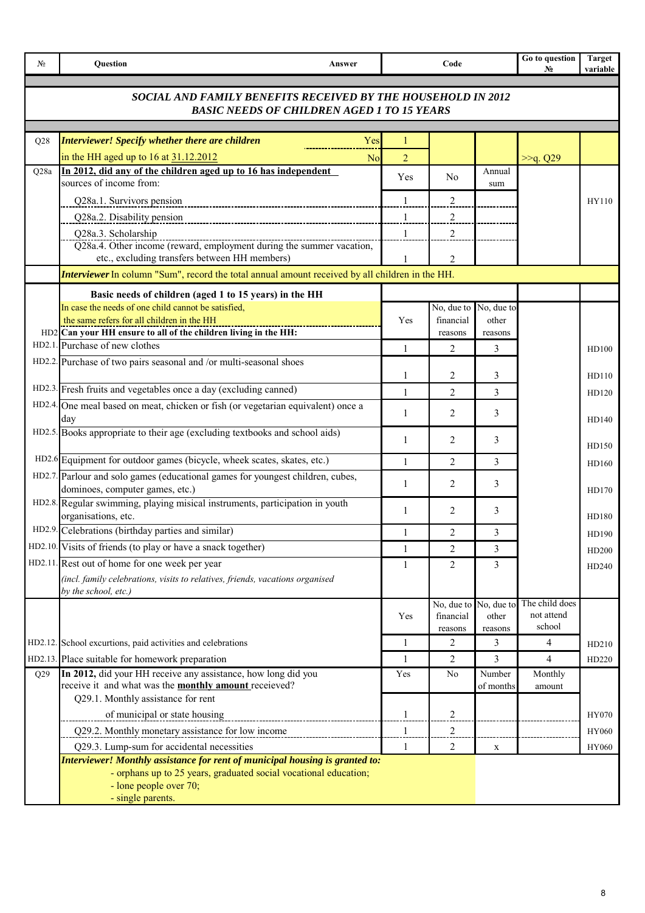| № | Question / Answer | Code | | | Go to question № | Target variable |
|---|---|---|---|---|---|---|
| | **SOCIAL AND FAMILY BENEFITS RECEIVED BY THE HOUSEHOLD IN 2012** **BASIC NEEDS OF CHILDREN AGED 1 TO 15 YEARS** | | | | | |
| Q28 | ***Interviewer! Specify whether there are children*** in the HH aged up to 16 at 31.12.2012 — Yes | 1 | | | | |
| | No | 2 | | | >>q. Q29 | |
| Q28a | **In 2012, did any of the children aged up to 16 has independent** sources of income from: | Yes | No | Annual sum | | |
| | Q28a.1. Survivors pension | 1 | 2 | | | HY110 |
| | Q28a.2. Disability pension | 1 | 2 | | | |
| | Q28a.3. Scholarship | 1 | 2 | | | |
| | Q28a.4. Other income (reward, employment during the summer vacation, etc., excluding transfers between HH members) | 1 | 2 | | | |
| | ***Interviewer*** In column "Sum", record the total annual amount received by all children in the HH. | | | | | |
| | **Basic needs of children (aged 1 to 15 years) in the HH** | | | | | |
| | In case the needs of one child cannot be satisfied, the same refers for all children in the HH | Yes | No, due to financial reasons | No, due to other reasons | | |
| HD2 | **Can your HH ensure to all of the children living in the HH:** | | | | | |
| HD2.1. | Purchase of new clothes | 1 | 2 | 3 | | HD100 |
| HD2.2. | Purchase of two pairs seasonal and /or multi-seasonal shoes | 1 | 2 | 3 | | HD110 |
| HD2.3. | Fresh fruits and vegetables once a day (excluding canned) | 1 | 2 | 3 | | HD120 |
| HD2.4. | One meal based on meat, chicken or fish (or vegetarian equivalent) once a day | 1 | 2 | 3 | | HD140 |
| HD2.5. | Books appropriate to their age (excluding textbooks and school aids) | 1 | 2 | 3 | | HD150 |
| HD2.6 | Equipment for outdoor games (bicycle, wheek scates, skates, etc.) | 1 | 2 | 3 | | HD160 |
| HD2.7. | Parlour and solo games (educational games for youngest children, cubes, dominoes, computer games, etc.) | 1 | 2 | 3 | | HD170 |
| HD2.8. | Regular swimming, playing misical instruments, participation in youth organisations, etc. | 1 | 2 | 3 | | HD180 |
| HD2.9. | Celebrations (birthday parties and similar) | 1 | 2 | 3 | | HD190 |
| HD2.10. | Visits of friends (to play or have a snack together) | 1 | 2 | 3 | | HD200 |
| HD2.11. | Rest out of home for one week per year *(incl. family celebrations, visits to relatives, friends, vacations organised by the school, etc.)* | 1 | 2 | 3 | | HD240 |
| | | Yes | No, due to financial reasons | No, due to other reasons | The child does not attend school | |
| HD2.12. | School excurtions, paid activities and celebrations | 1 | 2 | 3 | 4 | HD210 |
| HD2.13. | Place suitable for homework preparation | 1 | 2 | 3 | 4 | HD220 |
| Q29 | **In 2012,** did your HH receive any assistance, how long did you receive it and what was the **monthly amount** receieved? | Yes | No | Number of months | Monthly amount | |
| | Q29.1. Monthly assistance for rent of municipal or state housing | 1 | 2 | | | HY070 |
| | Q29.2. Monthly monetary assistance for low income | 1 | 2 | | | HY060 |
| | Q29.3. Lump-sum for accidental necessities | 1 | 2 | x | | HY060 |
| | ***Interviewer! Monthly assistance for rent of municipal housing is granted to:*** - orphans up to 25 years, graduated social vocational education; - lone people over 70; - single parents. | | | | | |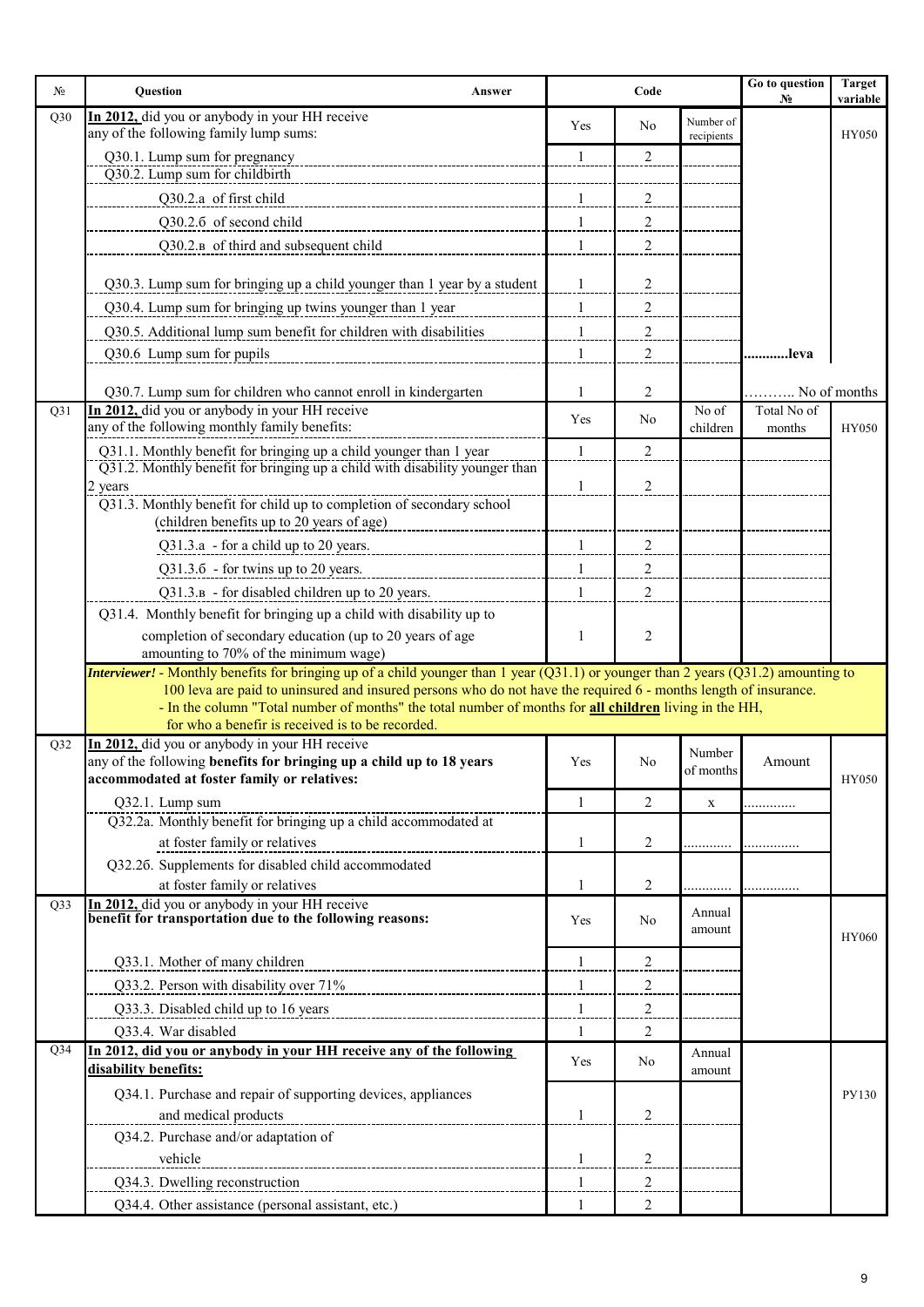| № | Question / Answer | Code | | | Go to question № | Target variable |
|---|---|---|---|---|---|---|
| Q30 | **In 2012,** did you or anybody in your HH receive any of the following family lump sums: | Yes | No | Number of recipients | | HY050 |
| | Q30.1. Lump sum for pregnancy | 1 | 2 | | | |
| | Q30.2. Lump sum for childbirth | | | | | |
| | Q30.2.a of first child | 1 | 2 | | | |
| | Q30.2.б of second child | 1 | 2 | | | |
| | Q30.2.в of third and subsequent child | 1 | 2 | | | |
| | Q30.3. Lump sum for bringing up a child younger than 1 year by a student | 1 | 2 | | | |
| | Q30.4. Lump sum for bringing up twins younger than 1 year | 1 | 2 | | | |
| | Q30.5. Additional lump sum benefit for children with disabilities | 1 | 2 | | | |
| | Q30.6 Lump sum for pupils | 1 | 2 | | ..........leva | |
| | Q30.7. Lump sum for children who cannot enroll in kindergarten | 1 | 2 | | .......... No of months | |
| Q31 | **In 2012,** did you or anybody in your HH receive any of the following monthly family benefits: | Yes | No | No of children | Total No of months | HY050 |
| | Q31.1. Monthly benefit for bringing up a child younger than 1 year | 1 | 2 | | | |
| | Q31.2. Monthly benefit for bringing up a child with disability younger than 2 years | 1 | 2 | | | |
| | Q31.3. Monthly benefit for child up to completion of secondary school (children benefits up to 20 years of age) | | | | | |
| | Q31.3.a - for a child up to 20 years. | 1 | 2 | | | |
| | Q31.3.б - for twins up to 20 years. | 1 | 2 | | | |
| | Q31.3.в - for disabled children up to 20 years. | 1 | 2 | | | |
| | Q31.4. Monthly benefit for bringing up a child with disability up to completion of secondary education (up to 20 years of age amounting to 70% of the minimum wage) | 1 | 2 | | | |
| | ***Interviewer!*** - Monthly benefits for bringing up of a child younger than 1 year (Q31.1) or younger than 2 years (Q31.2) amounting to 100 leva are paid to uninsured and insured persons who do not have the required 6 - months length of insurance. - In the column "Total number of months" the total number of months for **all children** living in the HH, for who a benefir is received is to be recorded. | | | | | |
| Q32 | **In 2012,** did you or anybody in your HH receive any of the following **benefits for bringing up a child up to 18 years accommodated at foster family or relatives:** | Yes | No | Number of months | Amount | HY050 |
| | Q32.1. Lump sum | 1 | 2 | x | ............ | |
| | Q32.2a. Monthly benefit for bringing up a child accommodated at at foster family or relatives | 1 | 2 | ............ | ............ | |
| | Q32.2б. Supplements for disabled child accommodated at foster family or relatives | 1 | 2 | ............ | ............ | |
| Q33 | **In 2012,** did you or anybody in your HH receive **benefit for transportation due to the following reasons:** | Yes | No | Annual amount | | HY060 |
| | Q33.1. Mother of many children | 1 | 2 | | | |
| | Q33.2. Person with disability over 71% | 1 | 2 | | | |
| | Q33.3. Disabled child up to 16 years | 1 | 2 | | | |
| | Q33.4. War disabled | 1 | 2 | | | |
| Q34 | **In 2012, did you or anybody in your HH receive any of the following disability benefits:** | Yes | No | Annual amount | | PY130 |
| | Q34.1. Purchase and repair of supporting devices, appliances and medical products | 1 | 2 | | | |
| | Q34.2. Purchase and/or adaptation of vehicle | 1 | 2 | | | |
| | Q34.3. Dwelling reconstruction | 1 | 2 | | | |
| | Q34.4. Other assistance (personal assistant, etc.) | 1 | 2 | | | |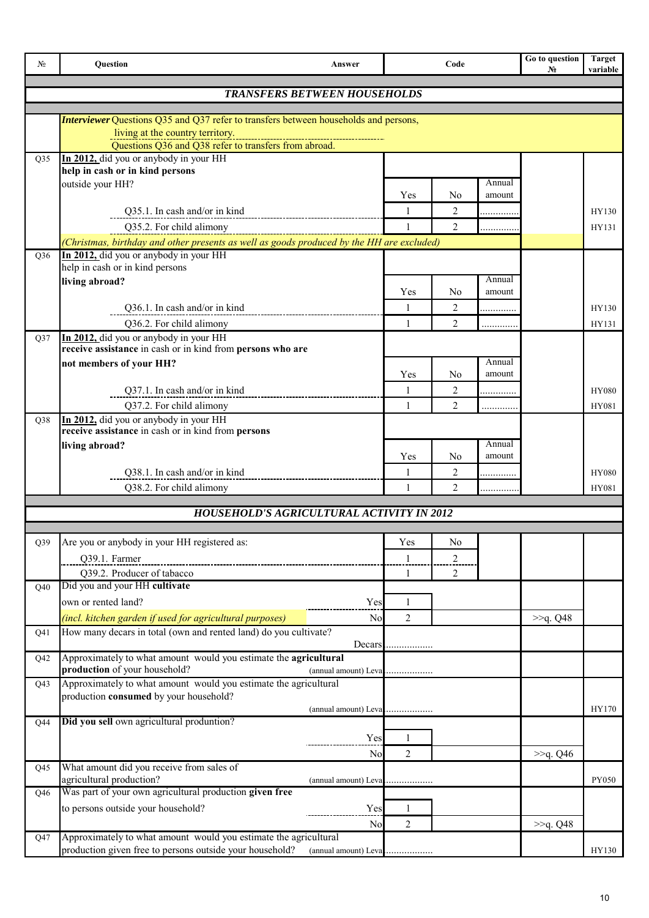| № | Question | Answer | Code | | | Go to question № | Target variable |
|---|---|---|---|---|---|---|---|
| | ***TRANSFERS BETWEEN HOUSEHOLDS*** | | | | | | |
| | ***Interviewer*** Questions Q35 and Q37 refer to transfers between households and persons, living at the country territory. Questions Q36 and Q38 refer to transfers from abroad. | | | | | | |
| Q35 | **In 2012,** did you or anybody in your HH **help in cash or in kind persons** outside your HH? | | Yes | No | Annual amount | | |
| | Q35.1. In cash and/or in kind | | 1 | 2 | ............. | | HY130 |
| | Q35.2. For child alimony | | 1 | 2 | ............. | | HY131 |
| | *(Christmas, birthday and other presents as well as goods produced by the HH are excluded)* | | | | | | |
| Q36 | **In 2012,** did you or anybody in your HH help in cash or in kind persons **living abroad?** | | Yes | No | Annual amount | | |
| | Q36.1. In cash and/or in kind | | 1 | 2 | ............. | | HY130 |
| | Q36.2. For child alimony | | 1 | 2 | ............. | | HY131 |
| Q37 | **In 2012,** did you or anybody in your HH **receive assistance** in cash or in kind from **persons who are not members of your HH?** | | Yes | No | Annual amount | | |
| | Q37.1. In cash and/or in kind | | 1 | 2 | ............. | | HY080 |
| | Q37.2. For child alimony | | 1 | 2 | ............. | | HY081 |
| Q38 | **In 2012,** did you or anybody in your HH **receive assistance** in cash or in kind from **persons living abroad?** | | Yes | No | Annual amount | | |
| | Q38.1. In cash and/or in kind | | 1 | 2 | ............. | | HY080 |
| | Q38.2. For child alimony | | 1 | 2 | ............. | | HY081 |
| | ***HOUSEHOLD'S AGRICULTURAL ACTIVITY IN 2012*** | | | | | | |
| Q39 | Are you or anybody in your HH registered as: | | Yes | No | | | |
| | Q39.1. Farmer | | 1 | 2 | | | |
| | Q39.2. Producer of tobacco | | 1 | 2 | | | |
| Q40 | Did you and your HH **cultivate** own or rented land? | Yes | 1 | | | | |
| | *(incl. kitchen garden if used for agricultural purposes)* | No | 2 | | | >>q. Q48 | |
| Q41 | How many decars in total (own and rented land) do you cultivate? | Decars | ................. | | | | |
| Q42 | Approximately to what amount would you estimate the **agricultural production** of your household? | (annual amount) Leva | ................. | | | | |
| Q43 | Approximately to what amount would you estimate the agricultural production **consumed** by your household? | (annual amount) Leva | ................. | | | | HY170 |
| Q44 | **Did you sell** own agricultural prodution? | Yes | 1 | | | | |
| | | No | 2 | | | >>q. Q46 | |
| Q45 | What amount did you receive from sales of agricultural production? | (annual amount) Leva | ................. | | | | PY050 |
| Q46 | Was part of your own agricultural production **given free** to persons outside your household? | Yes | 1 | | | | |
| | | No | 2 | | | >>q. Q48 | |
| Q47 | Approximately to what amount would you estimate the agricultural production given free to persons outside your household? | (annual amount) Leva | ................. | | | | HY130 |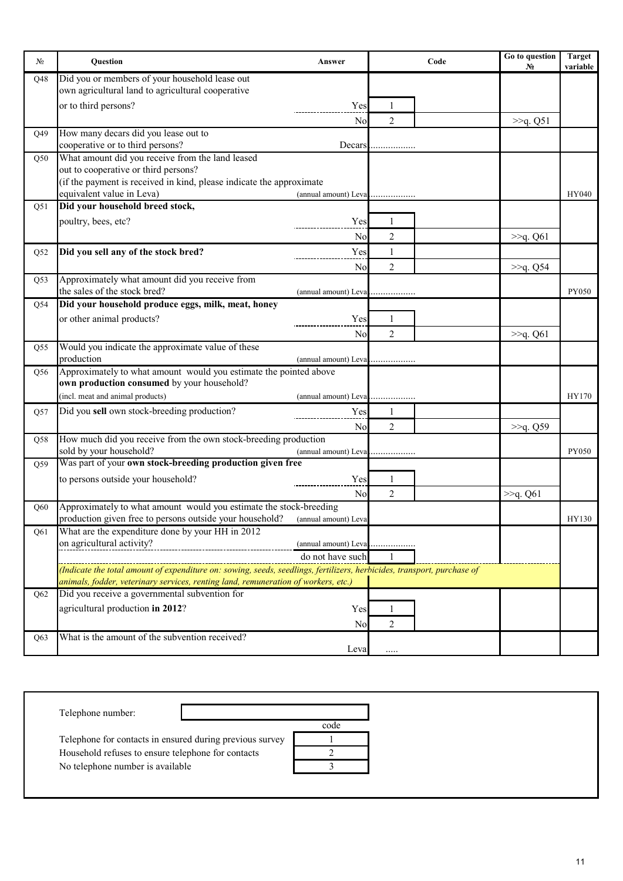| № | Question | Answer | Code | Go to question № | Target variable |
|---|---|---|---|---|---|
| Q48 | Did you or members of your household lease out own agricultural land to agricultural cooperative or to third persons? | Yes | 1 | | |
| | | No | 2 | >>q. Q51 | |
| Q49 | How many decars did you lease out to cooperative or to third persons? | Decars | ................. | | |
| Q50 | What amount did you receive from the land leased out to cooperative or third persons? (if the payment is received in kind, please indicate the approximate equivalent value in Leva) | (annual amount) Leva | ................. | | HY040 |
| Q51 | **Did your household breed stock, poultry, bees, etc?** | Yes | 1 | | |
| | | No | 2 | >>q. Q61 | |
| Q52 | **Did you sell any of the stock bred?** | Yes | 1 | | |
| | | No | 2 | >>q. Q54 | |
| Q53 | Approximately what amount did you receive from the sales of the stock bred? | (annual amount) Leva | ................. | | PY050 |
| Q54 | **Did your household produce eggs, milk, meat, honey or other animal products?** | Yes | 1 | | |
| | | No | 2 | >>q. Q61 | |
| Q55 | Would you indicate the approximate value of these production | (annual amount) Leva | ................. | | |
| Q56 | Approximately to what amount would you estimate the pointed above **own production consumed** by your household? (incl. meat and animal products) | (annual amount) Leva | ................. | | HY170 |
| Q57 | Did you **sell** own stock-breeding production? | Yes | 1 | | |
| | | No | 2 | >>q. Q59 | |
| Q58 | How much did you receive from the own stock-breeding production sold by your household? | (annual amount) Leva | ................. | | PY050 |
| Q59 | Was part of your **own stock-breeding production given free** to persons outside your household? | Yes | 1 | | |
| | | No | 2 | >>q. Q61 | |
| Q60 | Approximately to what amount would you estimate the stock-breeding production given free to persons outside your household? | (annual amount) Leva | | | HY130 |
| Q61 | What are the expenditure done by your HH in 2012 on agricultural activity? | (annual amount) Leva | ................. | | |
| | | do not have such | 1 | | |
| | *(Indicate the total amount of expenditure on: sowing, seeds, seedlings, fertilizers, herbicides, transport, purchase of animals, fodder, veterinary services, renting land, remuneration of workers, etc.)* | | | | |
| Q62 | Did you receive a governmental subvention for agricultural production **in 2012**? | Yes | 1 | | |
| | | No | 2 | | |
| Q63 | What is the amount of the subvention received? | Leva | ..... | | |

Telephone number: ____________

| | code |
|---|---|
| Telephone for contacts in ensured during previous survey | 1 |
| Household refuses to ensure telephone for contacts | 2 |
| No telephone number is available | 3 |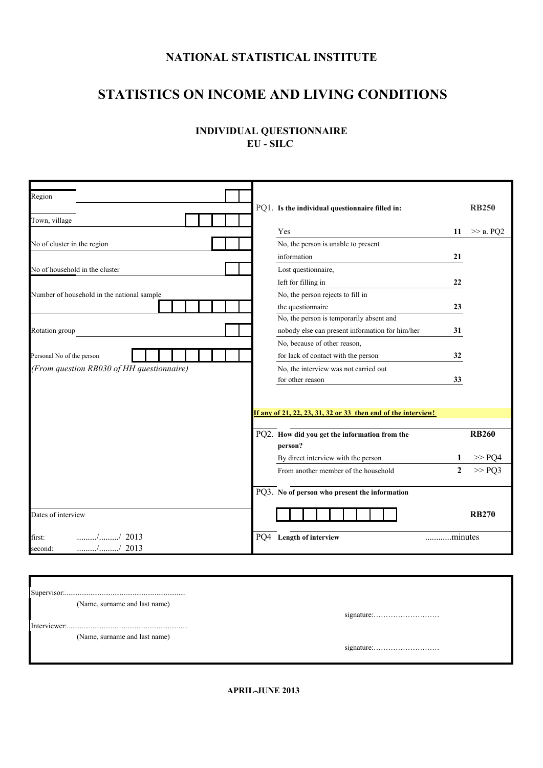# NATIONAL STATISTICAL INSTITUTE

# STATISTICS ON INCOME AND LIVING CONDITIONS

## INDIVIDUAL QUESTIONNAIRE
## EU - SILC

| | |
|---|---|
| Region | |
| Town, village | |
| No of cluster in the region | |
| No of household in the cluster | |
| Number of household in the national sample | |
| Rotation group | |
| Personal No of the person | |
| *(From question RB030 of HH questionnaire)* | |
| Dates of interview | |
| first: ........./........./ 2013 | |
| second: ........./........./ 2013 | |

**PQ1. Is the individual questionnaire filled in:** **RB250**

| | | |
|---|---|---|
| Yes | **11** | >> в. PQ2 |
| No, the person is unable to present information | **21** | |
| Lost questionnaire, left for filling in | **22** | |
| No, the person rejects to fill in the questionnaire | **23** | |
| No, the person is temporarily absent and nobody else can present information for him/her | **31** | |
| No, because of other reason, for lack of contact with the person | **32** | |
| No, the interview was not carried out for other reason | **33** | |

**If any of 21, 22, 23, 31, 32 or 33 then end of the interview!**

**PQ2. How did you get the information from the person?** **RB260**

| | | |
|---|---|---|
| By direct interview with the person | **1** | >> PQ4 |
| From another member of the household | **2** | >> PQ3 |

**PQ3. No of person who present the information**

**RB270**

PQ4 **Length of interview** ...........minutes

Supervisor:..................................................................
(Name, surname and last name)

signature:………………………

Interviewer:..................................................................
(Name, surname and last name)

signature:………………………

**APRIL-JUNE 2013**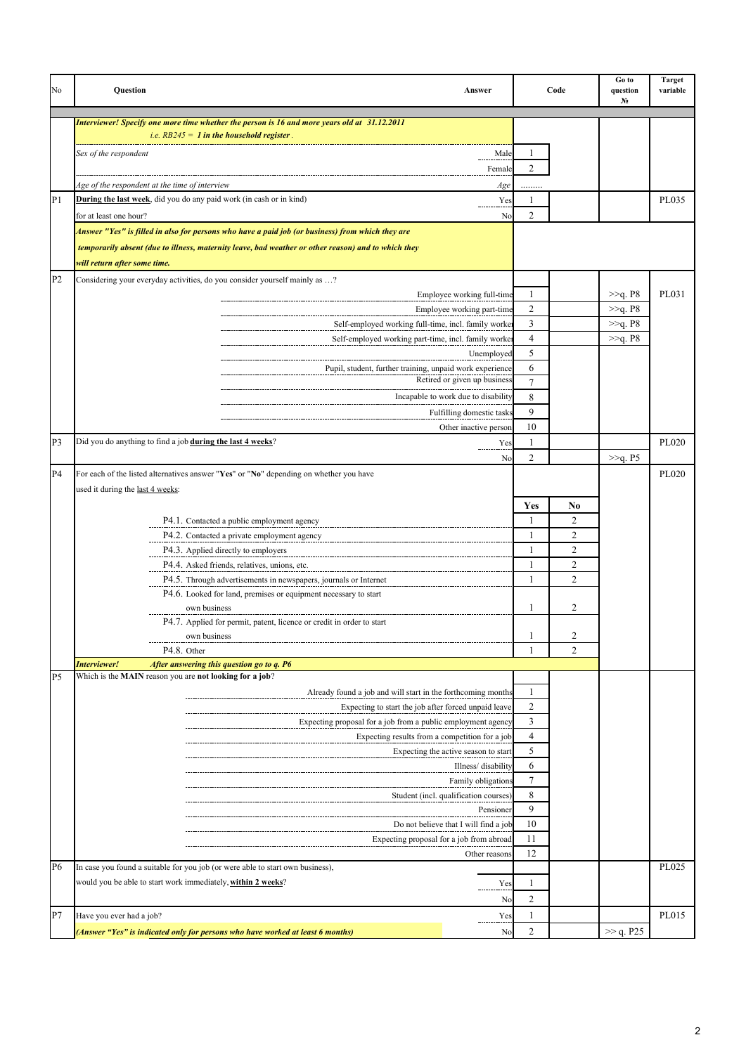| No | Question | Answer | Code | | Go to question № | Target variable |
|---|---|---|---|---|---|---|
| | ***Interviewer! Specify one more time whether the person is 16 and more years old at 31.12.2011 i.e. RB245 = 1 in the household register .*** | | | | | |
| | *Sex of the respondent* | Male | 1 | | | |
| | | Female | 2 | | | |
| | *Age of the respondent at the time of interview* | *Age* | ……… | | | |
| P1 | **During the last week**, did you do any paid work (in cash or in kind) for at least one hour? | Yes | 1 | | | PL035 |
| | | No | 2 | | | |
| | ***Answer "Yes" is filled in also for persons who have a paid job (or business) from which they are temporarily absent (due to illness, maternity leave, bad weather or other reason) and to which they will return after some time.*** | | | | | |
| P2 | Considering your everyday activities, do you consider yourself mainly as …? | | | | | |
| | | Employee working full-time | 1 | | >>q. P8 | PL031 |
| | | Employee working part-time | 2 | | >>q. P8 | |
| | | Self-employed working full-time, incl. family worker | 3 | | >>q. P8 | |
| | | Self-employed working part-time, incl. family worker | 4 | | >>q. P8 | |
| | | Unemployed | 5 | | | |
| | | Pupil, student, further training, unpaid work experience | 6 | | | |
| | | Retired or given up business | 7 | | | |
| | | Incapable to work due to disability | 8 | | | |
| | | Fulfilling domestic tasks | 9 | | | |
| | | Other inactive person | 10 | | | |
| P3 | Did you do anything to find a job **during the last 4 weeks**? | Yes | 1 | | | PL020 |
| | | No | 2 | | >>q. P5 | |
| P4 | For each of the listed alternatives answer "**Yes**" or "**No**" depending on whether you have used it during the last 4 weeks: | | | | | PL020 |
| | | | **Yes** | **No** | | |
| | P4.1. Contacted a public employment agency | | 1 | 2 | | |
| | P4.2. Contacted a private employment agency | | 1 | 2 | | |
| | P4.3. Applied directly to employers | | 1 | 2 | | |
| | P4.4. Asked friends, relatives, unions, etc. | | 1 | 2 | | |
| | P4.5. Through advertisements in newspapers, journals or Internet | | 1 | 2 | | |
| | P4.6. Looked for land, premises or equipment necessary to start own business | | 1 | 2 | | |
| | P4.7. Applied for permit, patent, licence or credit in order to start own business | | 1 | 2 | | |
| | P4.8. Other | | 1 | 2 | | |
| | ***Interviewer! After answering this question go to q. P6*** | | | | | |
| P5 | Which is the **MAIN** reason you are **not looking for a job**? | | | | | |
| | | Already found a job and will start in the forthcoming months | 1 | | | |
| | | Expecting to start the job after forced unpaid leave | 2 | | | |
| | | Expecting proposal for a job from a public employment agency | 3 | | | |
| | | Expecting results from a competition for a job | 4 | | | |
| | | Expecting the active season to start | 5 | | | |
| | | Illness/ disability | 6 | | | |
| | | Family obligations | 7 | | | |
| | | Student (incl. qualification courses) | 8 | | | |
| | | Pensioner | 9 | | | |
| | | Do not believe that I will find a job | 10 | | | |
| | | Expecting proposal for a job from abroad | 11 | | | |
| | | Other reasons | 12 | | | |
| P6 | In case you found a suitable for you job (or were able to start own business), would you be able to start work immediately, **within 2 weeks**? | Yes | 1 | | | PL025 |
| | | No | 2 | | | |
| P7 | Have you ever had a job? | Yes | 1 | | | PL015 |
| | ***(Answer "Yes" is indicated only for persons who have worked at least 6 months)*** | No | 2 | | >> q. P25 | |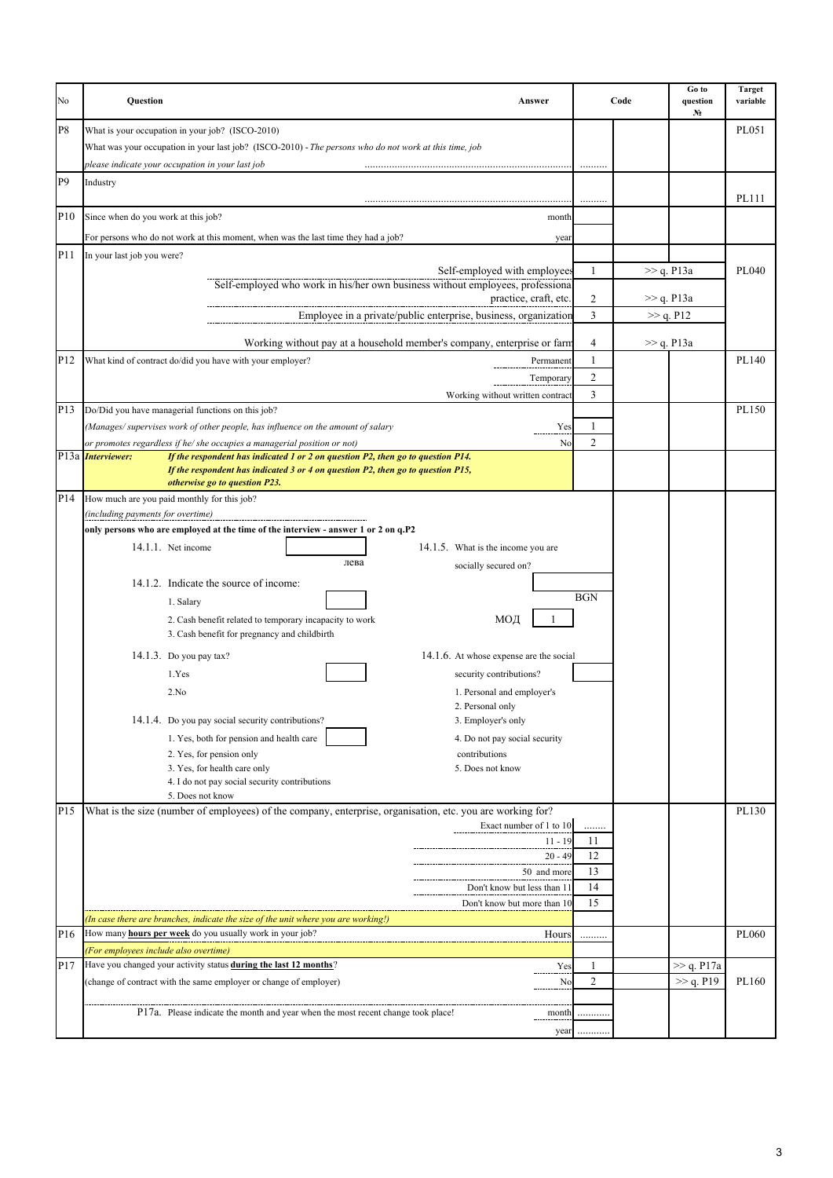| No | Question | Answer | Code | Go to question № | Target variable |
|---|---|---|---|---|---|
| P8 | What is your occupation in your job? (ISCO-2010)<br>What was your occupation in your last job? (ISCO-2010) - *The persons who do not work at this time, job please indicate your occupation in your last job* ........................................................................... | .......... | | | PL051 |
| P9 | Industry<br>........................................................................... | .......... | | | PL111 |
| P10 | Since when do you work at this job? | month | | | |
| | For persons who do not work at this moment, when was the last time they had a job? | year | | | |
| P11 | In your last job you were? | | | | PL040 |
| | Self-employed with employees | 1 | | >> q. P13a | |
| | Self-employed who work in his/her own business without employees, professional practice, craft, etc. | 2 | | >> q. P13a | |
| | Employee in a private/public enterprise, business, organization | 3 | | >> q. P12 | |
| | Working without pay at a household member's company, enterprise or farm | 4 | | >> q. P13a | |
| P12 | What kind of contract do/did you have with your employer? Permanent | 1 | | | PL140 |
| | Temporary | 2 | | | |
| | Working without written contract | 3 | | | |
| P13 | Do/Did you have managerial functions on this job?<br>*(Manages/ supervises work of other people, has influence on the amount of salary or promotes regardless if he/ she occupies a managerial position or not)* | | | | PL150 |
| | Yes | 1 | | | |
| | No | 2 | | | |
| P13a | ***Interviewer:*** ***If the respondent has indicated 1 or 2 on question P2, then go to question P14. If the respondent has indicated 3 or 4 on question P2, then go to question P15, otherwise go to question P23.*** | | | | |
| P14 | How much are you paid monthly for this job?<br>*(including payments for overtime)*<br>**only persons who are employed at the time of the interview - answer 1 or 2 on q.P2**<br>14.1.1. Net income [ ] лева<br>14.1.2. Indicate the source of income: [ ]<br>1. Salary<br>2. Cash benefit related to temporary incapacity to work<br>3. Cash benefit for pregnancy and childbirth<br>14.1.3. Do you pay tax? [ ]<br>1.Yes<br>2.No<br>14.1.4. Do you pay social security contributions? [ ]<br>1. Yes, both for pension and health care<br>2. Yes, for pension only<br>3. Yes, for health care only<br>4. I do not pay social security contributions<br>5. Does not know<br>14.1.5. What is the income you are socially secured on? [ ] BGN<br>МОД [ 1 ]<br>14.1.6. At whose expense are the social security contributions? [ ]<br>1. Personal and employer's<br>2. Personal only<br>3. Employer's only<br>4. Do not pay social security contributions<br>5. Does not know | | | | |
| P15 | What is the size (number of employees) of the company, enterprise, organisation, etc. you are working for? | | | | PL130 |
| | Exact number of 1 to 10 | ........ | | | |
| | 11 - 19 | 11 | | | |
| | 20 - 49 | 12 | | | |
| | 50 and more | 13 | | | |
| | Don't know but less than 11 | 14 | | | |
| | Don't know but more than 10 | 15 | | | |
| | *(In case there are branches, indicate the size of the unit where you are working!)* | | | | |
| P16 | How many **hours per week** do you usually work in your job?<br>*(For employees include also overtime)* Hours | .......... | | | PL060 |
| P17 | Have you changed your activity status **during the last 12 months**? Yes | 1 | | >> q. P17a | PL160 |
| | (change of contract with the same employer or change of employer) No | 2 | | >> q. P19 | |
| | P17a. Please indicate the month and year when the most recent change took place! month | ........... | | | |
| | year | ........... | | | |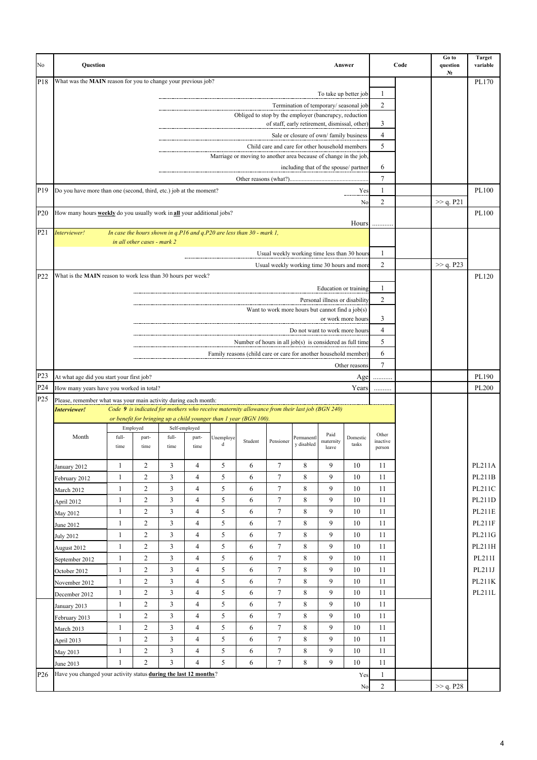| No | Question | Answer | Code | Go to question № | Target variable |
|---|---|---|---|---|---|
| P18 | What was the **MAIN** reason for you to change your previous job? | | | | PL170 |
| | | To take up better job | 1 | | |
| | | Termination of temporary/ seasonal job | 2 | | |
| | | Obliged to stop by the employer (bancrupcy, reduction of staff, early retirement, dismissal, other) | 3 | | |
| | | Sale or closure of own/ family business | 4 | | |
| | | Child care and care for other household members | 5 | | |
| | | Marriage or moving to another area because of change in the job, including that of the spouse/ partner | 6 | | |
| | | Other reasons (what?)................................................... | 7 | | |
| P19 | Do you have more than one (second, third, etc.) job at the moment? | Yes | 1 | | PL100 |
| | | No | 2 | >> q. P21 | |
| P20 | How many hours **weekly** do you usually work in **all** your additional jobs? | Hours | ........... | | PL100 |
| P21 | *Interviewer!* *In case the hours shown in q.P16 and q.P20 are less than 30 - mark 1, in all other cases - mark 2* | | | | |
| | | Usual weekly working time less than 30 hours | 1 | | |
| | | Usual weekly working time 30 hours and more | 2 | >> q. P23 | |
| P22 | What is the **MAIN** reason to work less than 30 hours per week? | | | | PL120 |
| | | Education or training | 1 | | |
| | | Personal illness or disability | 2 | | |
| | | Want to work more hours but cannot find a job(s) or work more hours | 3 | | |
| | | Do not want to work more hours | 4 | | |
| | | Number of hours in all job(s) is considered as full time | 5 | | |
| | | Family reasons (child care or care for another household member) | 6 | | |
| | | Other reasons | 7 | | |
| P23 | At what age did you start your first job? | Age | ........... | | PL190 |
| P24 | How many years have you worked in total? | Years | .......... | | PL200 |
| P25 | Please, remember what was your main activity during each month: *Interviewer!* *Code **9** is indicated for mothers who receive maternity allowance from their last job (BGN 240) or benefit for bringing up a child younger than 1 year (BGN 100).* | | | | |

| Month | Employed full-time | Employed part-time | Self-employed full-time | Self-employed part-time | Unemployed | Student | Pensioner | Permanently disabled | Paid maternity leave | Domestic tasks | Other inactive person | Target variable |
|---|---|---|---|---|---|---|---|---|---|---|---|---|
| January 2012 | 1 | 2 | 3 | 4 | 5 | 6 | 7 | 8 | 9 | 10 | 11 | PL211A |
| February 2012 | 1 | 2 | 3 | 4 | 5 | 6 | 7 | 8 | 9 | 10 | 11 | PL211B |
| March 2012 | 1 | 2 | 3 | 4 | 5 | 6 | 7 | 8 | 9 | 10 | 11 | PL211C |
| April 2012 | 1 | 2 | 3 | 4 | 5 | 6 | 7 | 8 | 9 | 10 | 11 | PL211D |
| May 2012 | 1 | 2 | 3 | 4 | 5 | 6 | 7 | 8 | 9 | 10 | 11 | PL211E |
| June 2012 | 1 | 2 | 3 | 4 | 5 | 6 | 7 | 8 | 9 | 10 | 11 | PL211F |
| July 2012 | 1 | 2 | 3 | 4 | 5 | 6 | 7 | 8 | 9 | 10 | 11 | PL211G |
| August 2012 | 1 | 2 | 3 | 4 | 5 | 6 | 7 | 8 | 9 | 10 | 11 | PL211H |
| September 2012 | 1 | 2 | 3 | 4 | 5 | 6 | 7 | 8 | 9 | 10 | 11 | PL211I |
| October 2012 | 1 | 2 | 3 | 4 | 5 | 6 | 7 | 8 | 9 | 10 | 11 | PL211J |
| November 2012 | 1 | 2 | 3 | 4 | 5 | 6 | 7 | 8 | 9 | 10 | 11 | PL211K |
| December 2012 | 1 | 2 | 3 | 4 | 5 | 6 | 7 | 8 | 9 | 10 | 11 | PL211L |
| January 2013 | 1 | 2 | 3 | 4 | 5 | 6 | 7 | 8 | 9 | 10 | 11 | |
| February 2013 | 1 | 2 | 3 | 4 | 5 | 6 | 7 | 8 | 9 | 10 | 11 | |
| March 2013 | 1 | 2 | 3 | 4 | 5 | 6 | 7 | 8 | 9 | 10 | 11 | |
| April 2013 | 1 | 2 | 3 | 4 | 5 | 6 | 7 | 8 | 9 | 10 | 11 | |
| May 2013 | 1 | 2 | 3 | 4 | 5 | 6 | 7 | 8 | 9 | 10 | 11 | |
| June 2013 | 1 | 2 | 3 | 4 | 5 | 6 | 7 | 8 | 9 | 10 | 11 | |

| No | Question | Answer | Code | Go to question № | Target variable |
|---|---|---|---|---|---|
| P26 | Have you changed your activity status **during the last 12 months**? | Yes | 1 | | |
| | | No | 2 | >> q. P28 | |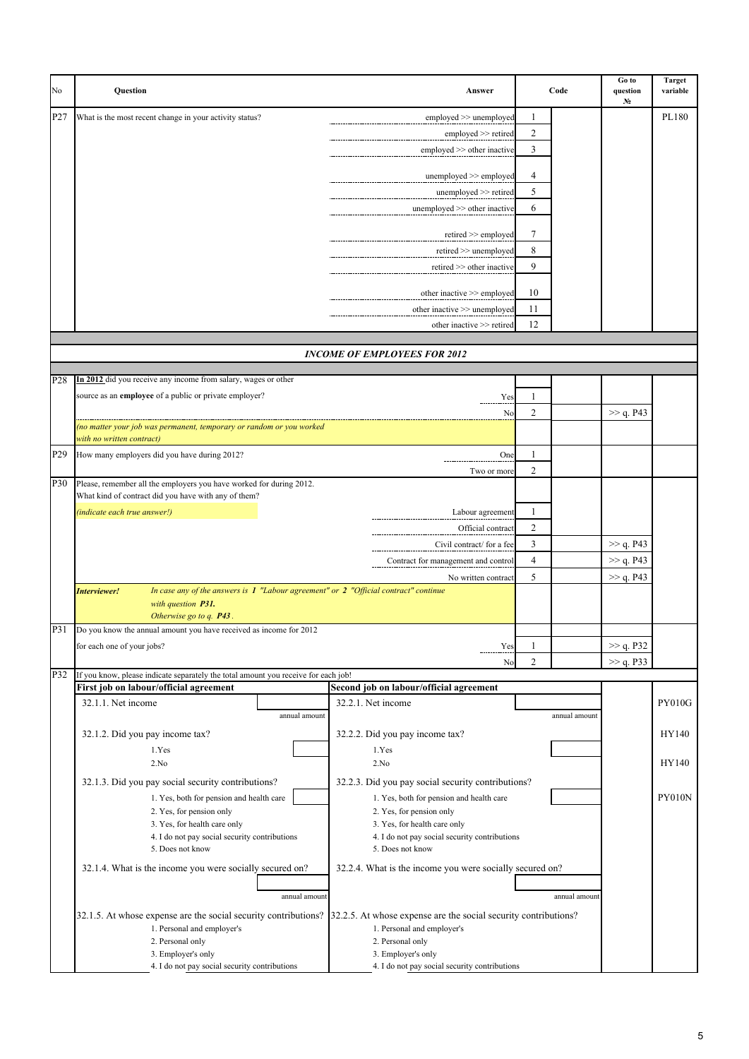| No | Question | Answer | Code | | Go to question № | Target variable |
|---|---|---|---|---|---|---|
| P27 | What is the most recent change in your activity status? | employed >> unemployed | 1 | | | PL180 |
| | | employed >> retired | 2 | | | |
| | | employed >> other inactive | 3 | | | |
| | | unemployed >> employed | 4 | | | |
| | | unemployed >> retired | 5 | | | |
| | | unemployed >> other inactive | 6 | | | |
| | | retired >> employed | 7 | | | |
| | | retired >> unemployed | 8 | | | |
| | | retired >> other inactive | 9 | | | |
| | | other inactive >> employed | 10 | | | |
| | | other inactive >> unemployed | 11 | | | |
| | | other inactive >> retired | 12 | | | |

## *INCOME OF EMPLOYEES FOR 2012*

| No | Question | Answer | Code | | Go to question № | Target variable |
|---|---|---|---|---|---|---|
| P28 | **In 2012** did you receive any income from salary, wages or other source as an **employee** of a public or private employer? | Yes | 1 | | | |
| | | No | 2 | | >> q. P43 | |
| | *(no matter your job was permanent, temporary or random or you worked with no written contract)* | | | | | |
| P29 | How many employers did you have during 2012? | One | 1 | | | |
| | | Two or more | 2 | | | |
| P30 | Please, remember all the employers you have worked for during 2012. What kind of contract did you have with any of them? *(indicate each true answer!)* | Labour agreement | 1 | | | |
| | | Official contract | 2 | | | |
| | | Civil contract/ for a fee | 3 | | >> q. P43 | |
| | | Contract for management and control | 4 | | >> q. P43 | |
| | | No written contract | 5 | | >> q. P43 | |
| | ***Interviewer!*** *In case any of the answers is **1** "Labour agreement" or **2** "Official contract" continue with question **P31.** Otherwise go to q. **P43**.* | | | | | |
| P31 | Do you know the annual amount you have received as income for 2012 for each one of your jobs? | Yes | 1 | | >> q. P32 | |
| | | No | 2 | | >> q. P33 | |
| P32 | If you know, please indicate separately the total amount you receive for each job! | | | | | |

| First job on labour/official agreement | Second job on labour/official agreement | Target variable |
|---|---|---|
| 32.1.1. Net income ____ annual amount | 32.2.1. Net income ____ annual amount | PY010G |
| 32.1.2. Did you pay income tax?<br>1.Yes<br>2.No | 32.2.2. Did you pay income tax?<br>1.Yes<br>2.No | HY140<br>HY140 |
| 32.1.3. Did you pay social security contributions?<br>1. Yes, both for pension and health care<br>2. Yes, for pension only<br>3. Yes, for health care only<br>4. I do not pay social security contributions<br>5. Does not know | 32.2.3. Did you pay social security contributions?<br>1. Yes, both for pension and health care<br>2. Yes, for pension only<br>3. Yes, for health care only<br>4. I do not pay social security contributions<br>5. Does not know | PY010N |
| 32.1.4. What is the income you were socially secured on?<br>____ annual amount | 32.2.4. What is the income you were socially secured on?<br>____ annual amount | |
| 32.1.5. At whose expense are the social security contributions?<br>1. Personal and employer's<br>2. Personal only<br>3. Employer's only<br>4. I do not pay social security contributions | 32.2.5. At whose expense are the social security contributions?<br>1. Personal and employer's<br>2. Personal only<br>3. Employer's only<br>4. I do not pay social security contributions | |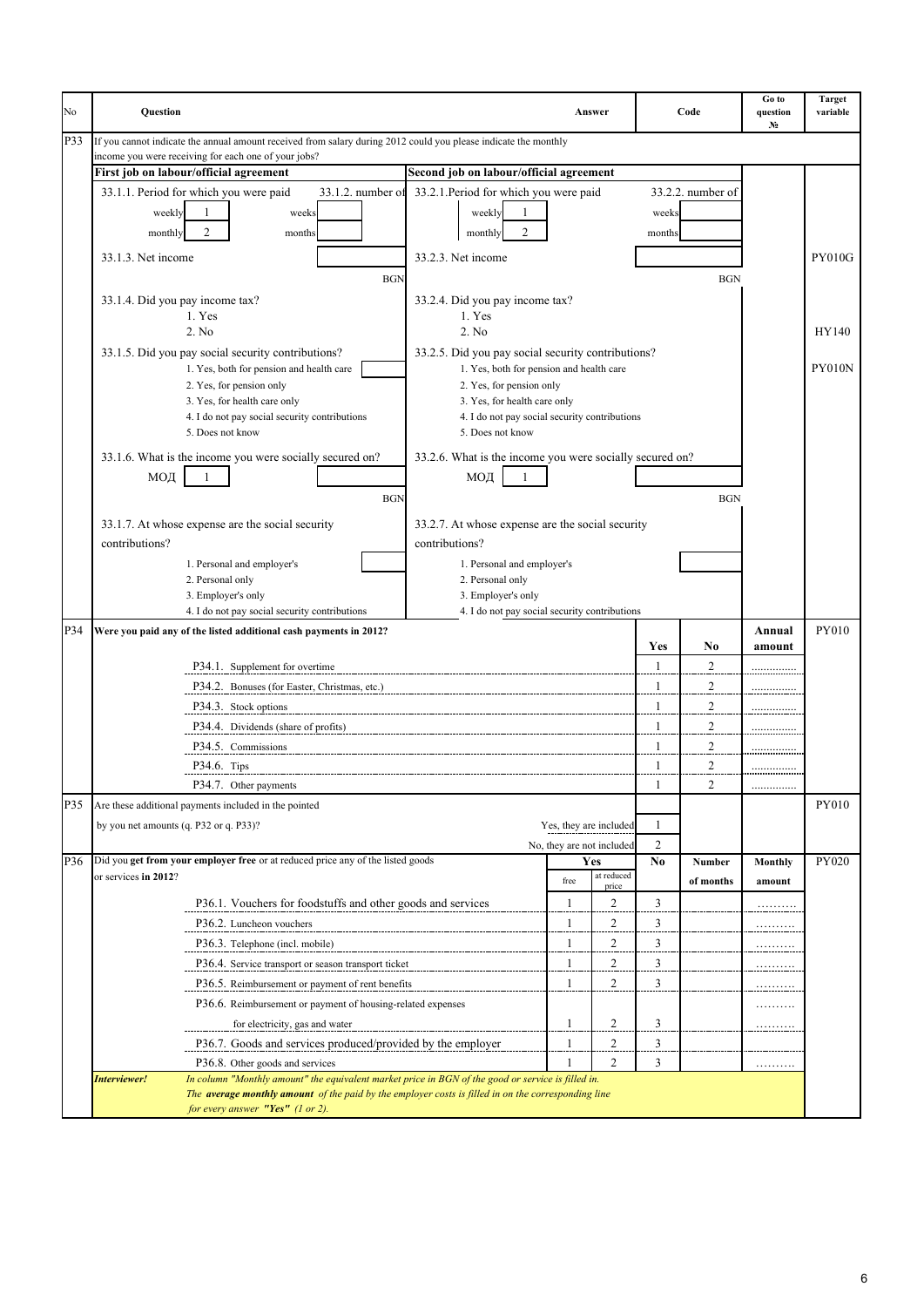| No | Question | Answer | Code | Go to question № | Target variable |
|---|---|---|---|---|---|
| P33 | If you cannot indicate the annual amount received from salary during 2012 could you please indicate the monthly income you were receiving for each one of your jobs? | | | | |

| First job on labour/official agreement | | Second job on labour/official agreement | | Target variable |
|---|---|---|---|---|
| 33.1.1. Period for which you were paid<br>weekly 1<br>monthly 2 | 33.1.2. number of<br>weeks<br>months | 33.2.1. Period for which you were paid<br>weekly 1<br>monthly 2 | 33.2.2. number of<br>weeks<br>months | |
| 33.1.3. Net income | BGN | 33.2.3. Net income | BGN | PY010G |
| 33.1.4. Did you pay income tax?<br>1. Yes<br>2. No | | 33.2.4. Did you pay income tax?<br>1. Yes<br>2. No | | HY140 |
| 33.1.5. Did you pay social security contributions?<br>1. Yes, both for pension and health care<br>2. Yes, for pension only<br>3. Yes, for health care only<br>4. I do not pay social security contributions<br>5. Does not know | | 33.2.5. Did you pay social security contributions?<br>1. Yes, both for pension and health care<br>2. Yes, for pension only<br>3. Yes, for health care only<br>4. I do not pay social security contributions<br>5. Does not know | | PY010N |
| 33.1.6. What is the income you were socially secured on?<br>МОД 1 | BGN | 33.2.6. What is the income you were socially secured on?<br>МОД 1 | BGN | |
| 33.1.7. At whose expense are the social security contributions?<br>1. Personal and employer's<br>2. Personal only<br>3. Employer's only<br>4. I do not pay social security contributions | | 33.2.7. At whose expense are the social security contributions?<br>1. Personal and employer's<br>2. Personal only<br>3. Employer's only<br>4. I do not pay social security contributions | | |

| No | Question | Yes | No | Annual amount | Target variable |
|---|---|---|---|---|---|
| P34 | **Were you paid any of the listed additional cash payments in 2012?** | | | | PY010 |
| | P34.1. Supplement for overtime | 1 | 2 | ............... | |
| | P34.2. Bonuses (for Easter, Christmas, etc.) | 1 | 2 | ............... | |
| | P34.3. Stock options | 1 | 2 | ............... | |
| | P34.4. Dividends (share of profits) | 1 | 2 | ............... | |
| | P34.5. Commissions | 1 | 2 | ............... | |
| | P34.6. Tips | 1 | 2 | ............... | |
| | P34.7. Other payments | 1 | 2 | ............... | |

| No | Question | Answer | Code | Target variable |
|---|---|---|---|---|
| P35 | Are these additional payments included in the pointed by you net amounts (q. P32 or q. P33)? | Yes, they are included | 1 | PY010 |
| | | No, they are not included | 2 | |

| No | Question | Yes – free | Yes – at reduced price | No | Number of months | Monthly amount | Target variable |
|---|---|---|---|---|---|---|---|
| P36 | Did you **get from your employer free** or at reduced price any of the listed goods or services **in 2012**? | | | | | | PY020 |
| | P36.1. Vouchers for foodstuffs and other goods and services | 1 | 2 | 3 | | .......... | |
| | P36.2. Luncheon vouchers | 1 | 2 | 3 | | .......... | |
| | P36.3. Telephone (incl. mobile) | 1 | 2 | 3 | | .......... | |
| | P36.4. Service transport or season transport ticket | 1 | 2 | 3 | | .......... | |
| | P36.5. Reimbursement or payment of rent benefits | 1 | 2 | 3 | | .......... | |
| | P36.6. Reimbursement or payment of housing-related expenses for electricity, gas and water | 1 | 2 | 3 | | .......... | |
| | P36.7. Goods and services produced/provided by the employer | 1 | 2 | 3 | | | |
| | P36.8. Other goods and services | 1 | 2 | 3 | | .......... | |

***Interviewer!*** *In column "Monthly amount" the equivalent market price in BGN of the good or service is filled in. The **average monthly amount** of the paid by the employer costs is filled in on the corresponding line for every answer **"Yes"** (1 or 2).*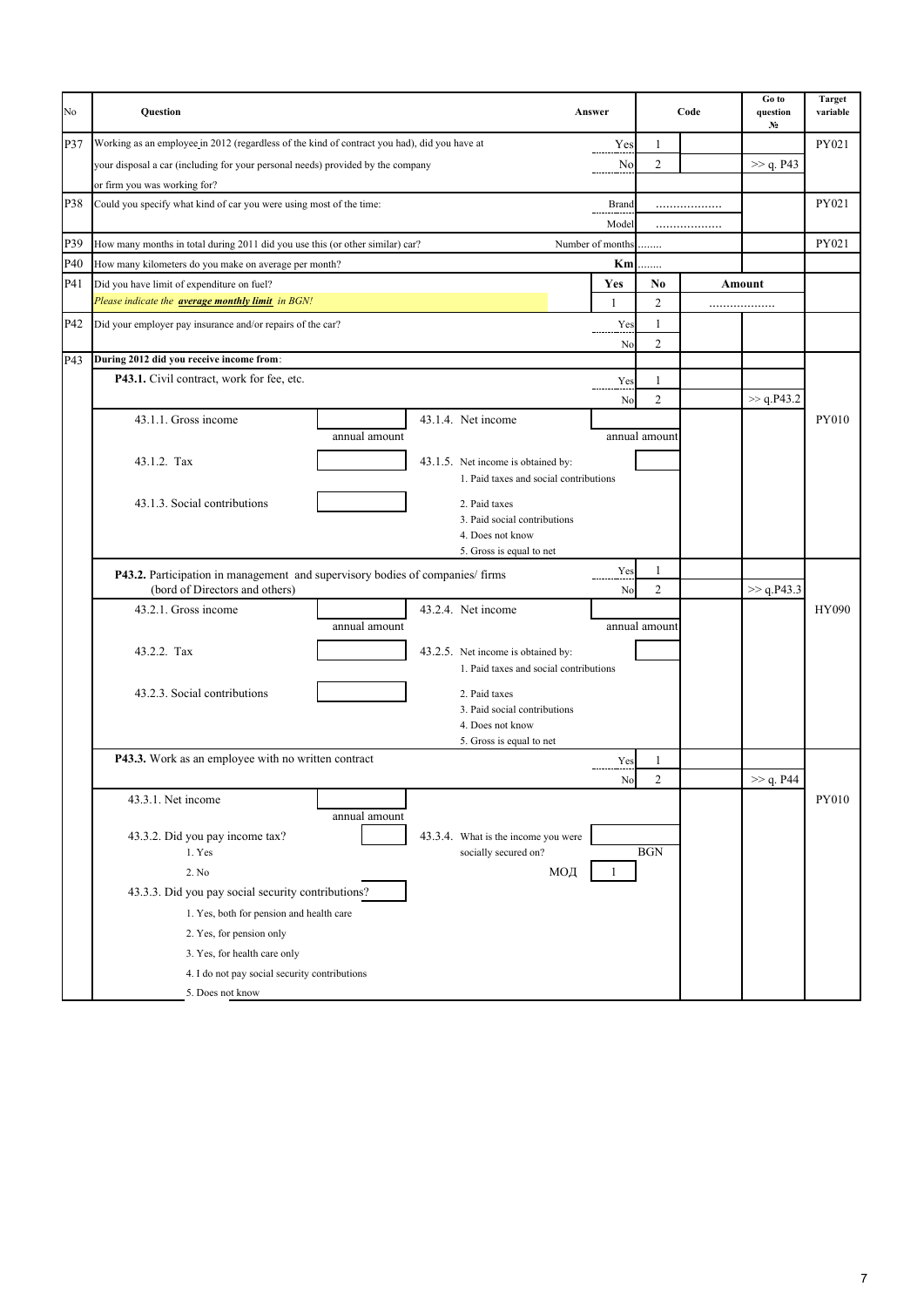| No | Question | Answer | Code | | Go to question № | Target variable |
|---|---|---|---|---|---|---|
| P37 | Working as an employee in 2012 (regardless of the kind of contract you had), did you have at your disposal a car (including for your personal needs) provided by the company or firm you was working for? | Yes | 1 | | | PY021 |
| | | No | 2 | | >> q. P43 | |
| P38 | Could you specify what kind of car you were using most of the time: | Brand | .................. | | | PY021 |
| | | Model | .................. | | | |
| P39 | How many months in total during 2011 did you use this (or other similar) car? | Number of months | ........ | | | PY021 |
| P40 | How many kilometers do you make on average per month? | **Km** | ........ | | | |
| P41 | Did you have limit of expenditure on fuel? *Please indicate the **average monthly limit** in BGN!* | **Yes** | **No** | **Amount** | | |
| | | 1 | 2 | .................. | | |
| P42 | Did your employer pay insurance and/or repairs of the car? | Yes | 1 | | | |
| | | No | 2 | | | |
| P43 | **During 2012 did you receive income from**: | | | | | |
| | **P43.1.** Civil contract, work for fee, etc. | Yes | 1 | | | |
| | | No | 2 | | >> q.P43.2 | |
| | 43.1.1. Gross income [ ] annual amount; 43.1.4. Net income [ ] annual amount | | | | | PY010 |
| | 43.1.2. Tax [ ]; 43.1.5. Net income is obtained by: [ ] 1. Paid taxes and social contributions | | | | | |
| | 43.1.3. Social contributions [ ]; 2. Paid taxes; 3. Paid social contributions; 4. Does not know; 5. Gross is equal to net | | | | | |
| | **P43.2.** Participation in management and supervisory bodies of companies/ firms (bord of Directors and others) | Yes | 1 | | | |
| | | No | 2 | | >> q.P43.3 | |
| | 43.2.1. Gross income [ ] annual amount; 43.2.4. Net income [ ] annual amount | | | | | HY090 |
| | 43.2.2. Tax [ ]; 43.2.5. Net income is obtained by: [ ] 1. Paid taxes and social contributions | | | | | |
| | 43.2.3. Social contributions [ ]; 2. Paid taxes; 3. Paid social contributions; 4. Does not know; 5. Gross is equal to net | | | | | |
| | **P43.3.** Work as an employee with no written contract | Yes | 1 | | | |
| | | No | 2 | | >> q. P44 | |
| | 43.3.1. Net income [ ] annual amount | | | | | PY010 |
| | 43.3.2. Did you pay income tax? [ ] 1. Yes 2. No; 43.3.4. What is the income you were socially secured on? [ ] BGN; МОД 1 | | | | | |
| | 43.3.3. Did you pay social security contributions? [ ] 1. Yes, both for pension and health care; 2. Yes, for pension only; 3. Yes, for health care only; 4. I do not pay social security contributions; 5. Does not know | | | | | |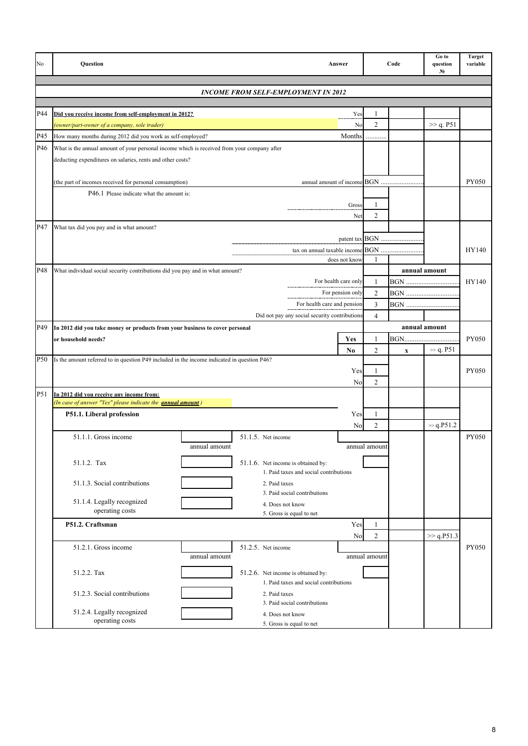| No | Question | Answer | Code | | Go to question № | Target variable |
|---|---|---|---|---|---|---|
| | ***INCOME FROM SELF-EMPLOYMENT IN 2012*** | | | | | |
| P44 | **Did you receive income from self-employment in 2012?** | Yes | 1 | | | |
| | *(owner/part-owner of a company, sole trader)* | No | 2 | | >> q. P51 | |
| P45 | How many months during 2012 did you work as self-employed? | Months | ........... | | | |
| P46 | What is the annual amount of your personal income which is received from your company after deducting expenditures on salaries, rents and other costs? | | | | | |
| | (the part of incomes received for personal consumption) | annual amount of income | BGN ......................... | | | PY050 |
| | P46.1 Please indicate what the amount is: | Gross | 1 | | | |
| | | Net | 2 | | | |
| P47 | What tax did you pay and in what amount? | patent tax | BGN ......................... | | | |
| | | tax on annual taxable income | BGN ......................... | | | HY140 |
| | | does not know | 1 | | | |
| P48 | What individual social security contributions did you pay and in what amount? | | | annual amount | | |
| | | For health care only | 1 | BGN ............................... | | HY140 |
| | | For pension only | 2 | BGN ............................... | | |
| | | For health care and pension | 3 | BGN ............................... | | |
| | | Did not pay any social security contributions | 4 | | | |
| P49 | **In 2012 did you take money or products from your business to cover personal or household needs?** | | | annual amount | | |
| | | **Yes** | 1 | BGN................................ | | PY050 |
| | | **No** | 2 | **x** | >> q. P51 | |
| P50 | Is the amount referred to in question P49 included in the income indicated in question P46? | Yes | 1 | | | PY050 |
| | | No | 2 | | | |
| P51 | **In 2012 did you receive any income from:** *(In case of answer "Yes" please indicate the* ***annual amount****)* | | | | | |
| | **P51.1. Liberal profession** | Yes | 1 | | | |
| | | No | 2 | | >> q.P51.2 | |
| | 51.1.1. Gross income [ ] annual amount; 51.1.5. Net income [ ] annual amount | | | | | PY050 |
| | 51.1.2. Tax [ ]; 51.1.6. Net income is obtained by: [ ] 1. Paid taxes and social contributions | | | | | |
| | 51.1.3. Social contributions [ ]; 2. Paid taxes; 3. Paid social contributions | | | | | |
| | 51.1.4. Legally recognized operating costs [ ]; 4. Does not know; 5. Gross is equal to net | | | | | |
| | **P51.2. Craftsman** | Yes | 1 | | | |
| | | No | 2 | | >> q.P51.3 | |
| | 51.2.1. Gross income [ ] annual amount; 51.2.5. Net income [ ] annual amount | | | | | PY050 |
| | 51.2.2. Tax [ ]; 51.2.6. Net income is obtained by: [ ] 1. Paid taxes and social contributions | | | | | |
| | 51.2.3. Social contributions [ ]; 2. Paid taxes; 3. Paid social contributions | | | | | |
| | 51.2.4. Legally recognized operating costs [ ]; 4. Does not know; 5. Gross is equal to net | | | | | |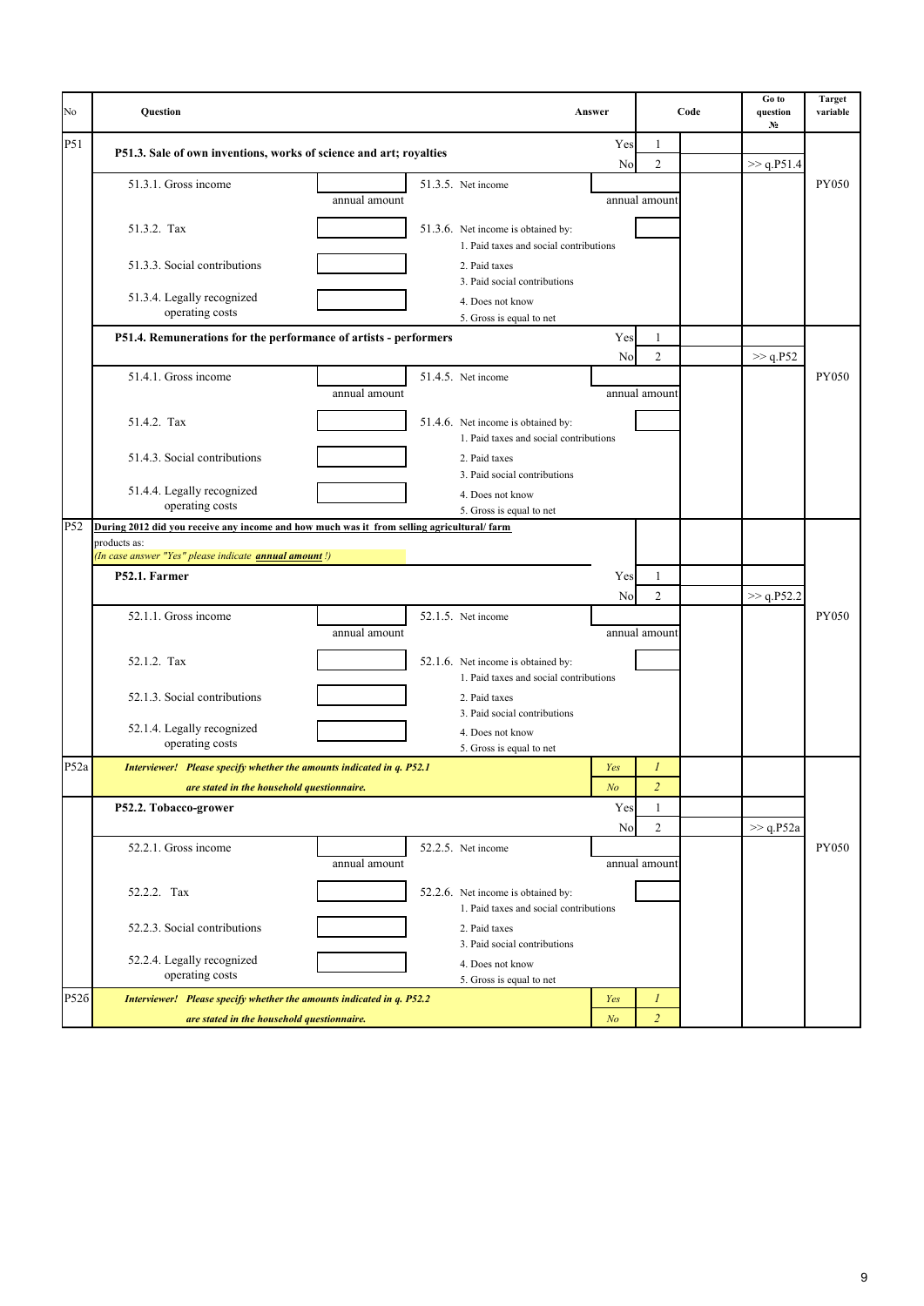| No | Question | | | | Answer | | Code | Go to question № | Target variable |
|---|---|---|---|---|---|---|---|---|---|
| P51 | **P51.3. Sale of own inventions, works of science and art; royalties** | | | | Yes | 1 | | | |
| | | | | | No | 2 | | >> q.P51.4 | |
| | 51.3.1. Gross income | annual amount | 51.3.5. Net income | | annual amount | | | | PY050 |
| | 51.3.2. Tax | | 51.3.6. Net income is obtained by: 1. Paid taxes and social contributions | | | | | | |
| | 51.3.3. Social contributions | | 2. Paid taxes 3. Paid social contributions | | | | | | |
| | 51.3.4. Legally recognized operating costs | | 4. Does not know 5. Gross is equal to net | | | | | | |
| | **P51.4. Remunerations for the performance of artists - performers** | | | | Yes | 1 | | | |
| | | | | | No | 2 | | >> q.P52 | |
| | 51.4.1. Gross income | annual amount | 51.4.5. Net income | | annual amount | | | | PY050 |
| | 51.4.2. Tax | | 51.4.6. Net income is obtained by: 1. Paid taxes and social contributions | | | | | | |
| | 51.4.3. Social contributions | | 2. Paid taxes 3. Paid social contributions | | | | | | |
| | 51.4.4. Legally recognized operating costs | | 4. Does not know 5. Gross is equal to net | | | | | | |
| P52 | **During 2012 did you receive any income and how much was it from selling agricultural/ farm** products as: *(In case answer "Yes" please indicate* ***annual amount*** *!)* | | | | | | | | |
| | **P52.1. Farmer** | | | | Yes | 1 | | | |
| | | | | | No | 2 | | >> q.P52.2 | |
| | 52.1.1. Gross income | annual amount | 52.1.5. Net income | | annual amount | | | | PY050 |
| | 52.1.2. Tax | | 52.1.6. Net income is obtained by: 1. Paid taxes and social contributions | | | | | | |
| | 52.1.3. Social contributions | | 2. Paid taxes 3. Paid social contributions | | | | | | |
| | 52.1.4. Legally recognized operating costs | | 4. Does not know 5. Gross is equal to net | | | | | | |
| P52a | ***Interviewer! Please specify whether the amounts indicated in q. P52.1 are stated in the household questionnaire.*** | | | | *Yes* | *1* | | | |
| | | | | | *No* | *2* | | | |
| | **P52.2. Tobacco-grower** | | | | Yes | 1 | | | |
| | | | | | No | 2 | | >> q.P52a | |
| | 52.2.1. Gross income | annual amount | 52.2.5. Net income | | annual amount | | | | PY050 |
| | 52.2.2. Tax | | 52.2.6. Net income is obtained by: 1. Paid taxes and social contributions | | | | | | |
| | 52.2.3. Social contributions | | 2. Paid taxes 3. Paid social contributions | | | | | | |
| | 52.2.4. Legally recognized operating costs | | 4. Does not know 5. Gross is equal to net | | | | | | |
| P52б | ***Interviewer! Please specify whether the amounts indicated in q. P52.2 are stated in the household questionnaire.*** | | | | *Yes* | *1* | | | |
| | | | | | *No* | *2* | | | |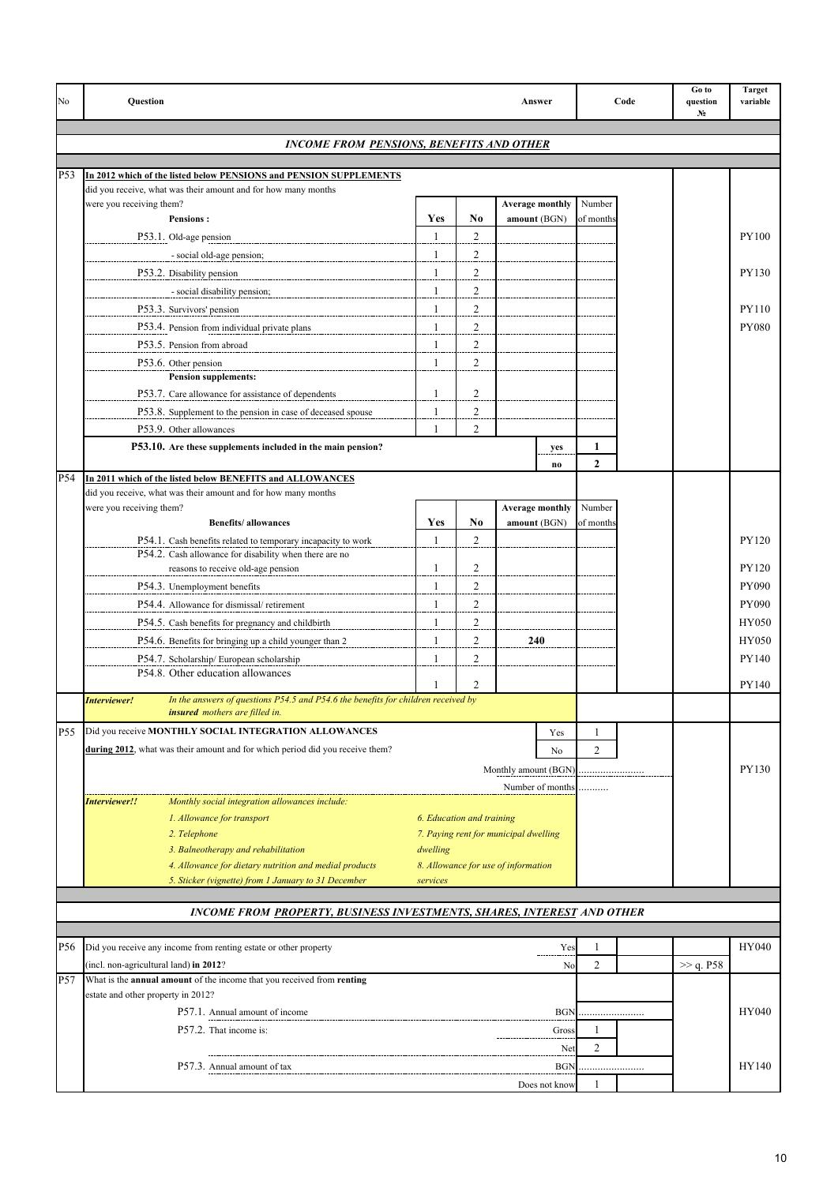| No | Question | | | Answer | | Code | Go to question № | Target variable |
|---|---|---|---|---|---|---|---|---|
| | ***INCOME FROM PENSIONS, BENEFITS AND OTHER*** | | | | | | | |
| P53 | **In 2012 which of the listed below PENSIONS and PENSION SUPPLEMENTS** did you receive, what was their amount and for how many months were you receiving them? | | | | | | | |
| | **Pensions :** | **Yes** | **No** | **Average monthly amount** (BGN) | Number of months | | | |
| | P53.1. Old-age pension | 1 | 2 | | | | | PY100 |
| | - social old-age pension; | 1 | 2 | | | | | |
| | P53.2. Disability pension | 1 | 2 | | | | | PY130 |
| | - social disability pension; | 1 | 2 | | | | | |
| | P53.3. Survivors' pension | 1 | 2 | | | | | PY110 |
| | P53.4. Pension from individual private plans | 1 | 2 | | | | | PY080 |
| | P53.5. Pension from abroad | 1 | 2 | | | | | |
| | P53.6. Other pension | 1 | 2 | | | | | |
| | **Pension supplements:** | | | | | | | |
| | P53.7. Care allowance for assistance of dependents | 1 | 2 | | | | | |
| | P53.8. Supplement to the pension in case of deceased spouse | 1 | 2 | | | | | |
| | P53.9. Other allowances | 1 | 2 | | | | | |
| | **P53.10. Are these supplements included in the main pension?** | | | **yes** | **1** | | | |
| | | | | **no** | **2** | | | |
| P54 | **In 2011 which of the listed below BENEFITS and ALLOWANCES** did you receive, what was their amount and for how many months were you receiving them? | | | | | | | |
| | **Benefits/ allowances** | **Yes** | **No** | **Average monthly amount** (BGN) | Number of months | | | |
| | P54.1. Cash benefits related to temporary incapacity to work | 1 | 2 | | | | | PY120 |
| | P54.2. Cash allowance for disability when there are no reasons to receive old-age pension | 1 | 2 | | | | | PY120 |
| | P54.3. Unemployment benefits | 1 | 2 | | | | | PY090 |
| | P54.4. Allowance for dismissal/ retirement | 1 | 2 | | | | | PY090 |
| | P54.5. Cash benefits for pregnancy and childbirth | 1 | 2 | | | | | HY050 |
| | P54.6. Benefits for bringing up a child younger than 2 | 1 | 2 | **240** | | | | HY050 |
| | P54.7. Scholarship/ European scholarship | 1 | 2 | | | | | PY140 |
| | P54.8. Other education allowances | 1 | 2 | | | | | PY140 |
| | ***Interviewer!*** *In the answers of questions P54.5 and P54.6 the benefits for children received by **insured** mothers are filled in.* | | | | | | | |
| P55 | Did you receive **MONTHLY SOCIAL INTEGRATION ALLOWANCES** **during 2012**, what was their amount and for which period did you receive them? | | | Yes | 1 | | | |
| | | | | No | 2 | | | |
| | | | | Monthly amount (BGN) | ...................... | | | PY130 |
| | | | | Number of months | .......... | | | |
| | ***Interviewer!!*** *Monthly social integration allowances include:* *1. Allowance for transport* *2. Telephone* *3. Balneotherapy and rehabilitation* *4. Allowance for dietary nutrition and medial products* *5. Sticker (vignette) from 1 January to 31 December* | *6. Education and training* *7. Paying rent for municipal dwelling* *8. Allowance for use of information services* | | | | | | |
| | ***INCOME FROM PROPERTY, BUSINESS INVESTMENTS, SHARES, INTEREST AND OTHER*** | | | | | | | |
| P56 | Did you receive any income from renting estate or other property (incl. non-agricultural land) **in 2012**? | | | Yes | 1 | | | HY040 |
| | | | | No | 2 | | >> q. P58 | |
| P57 | What is the **annual amount** of the income that you received from **renting** estate and other property in 2012? | | | | | | | |
| | P57.1. Annual amount of income | | | BGN | ...................... | | | HY040 |
| | P57.2. That income is: | | | Gross | 1 | | | |
| | | | | Net | 2 | | | |
| | P57.3. Annual amount of tax | | | BGN | ...................... | | | HY140 |
| | | | | Does not know | 1 | | | |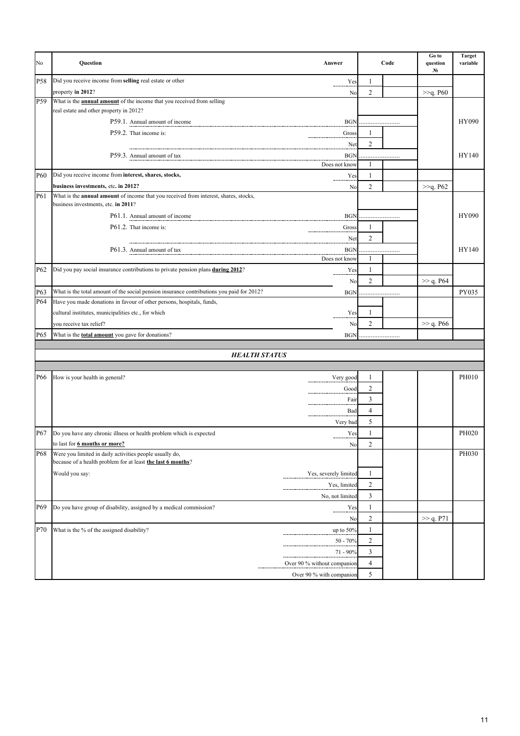| No | Question | Answer | Code | | Go to question № | Target variable |
|---|---|---|---|---|---|---|
| P58 | Did you receive income from **selling** real estate or other | Yes | 1 | | | |
| | property **in 2012**? | No | 2 | | >>q. P60 | |
| P59 | What is the **annual amount** of the income that you received from selling real estate and other property in 2012? | | | | | |
| | P59.1. Annual amount of income | BGN | ........................ | | | HY090 |
| | P59.2. That income is: | Gross | 1 | | | |
| | | Net | 2 | | | |
| | P59.3. Annual amount of tax | BGN | ........................ | | | HY140 |
| | | Does not know | 1 | | | |
| P60 | Did you receive income from **interest, shares, stocks,** | Yes | 1 | | | |
| | **business investments,** etc**. in 2012?** | No | 2 | | >>q. P62 | |
| P61 | What is the **annual amount** of income that you received from interest, shares, stocks, business investments, etc. **in 2011**? | | | | | |
| | P61.1. Annual amount of income | BGN | ........................ | | | HY090 |
| | P61.2. That income is: | Gross | 1 | | | |
| | | Net | 2 | | | |
| | P61.3. Annual amount of tax | BGN | ........................ | | | HY140 |
| | | Does not know | 1 | | | |
| P62 | Did you pay social insurance contributions to private pension plans **during 2012**? | Yes | 1 | | | |
| | | No | 2 | | >> q. P64 | |
| P63 | What is the total amount of the social pension insurance contributions you paid for 2012? | BGN | ........................ | | | PY035 |
| P64 | Have you made donations in favour of other persons, hospitals, funds, | | | | | |
| | cultural institutes, municipalities etc., for which | Yes | 1 | | | |
| | you receive tax relief? | No | 2 | | >> q. P66 | |
| P65 | What is the **total amount** you gave for donations? | BGN | ........................ | | | |
| | ***HEALTH STATUS*** | | | | | |
| P66 | How is your health in general? | Very good | 1 | | | PH010 |
| | | Good | 2 | | | |
| | | Fair | 3 | | | |
| | | Bad | 4 | | | |
| | | Very bad | 5 | | | |
| P67 | Do you have any chronic illness or health problem which is expected | Yes | 1 | | | PH020 |
| | to last for **6 months or more?** | No | 2 | | | |
| P68 | Were you limited in daily activities people usually do, because of a health problem for at least **the last 6 months**? | | | | | PH030 |
| | Would you say: | Yes, severely limited | 1 | | | |
| | | Yes, limited | 2 | | | |
| | | No, not limited | 3 | | | |
| P69 | Do you have group of disability, assigned by a medical commission? | Yes | 1 | | | |
| | | No | 2 | | >> q. P71 | |
| P70 | What is the % of the assigned disability? | up to 50% | 1 | | | |
| | | 50 - 70% | 2 | | | |
| | | 71 - 90% | 3 | | | |
| | | Over 90 % without companion | 4 | | | |
| | | Over 90 % with companion | 5 | | | |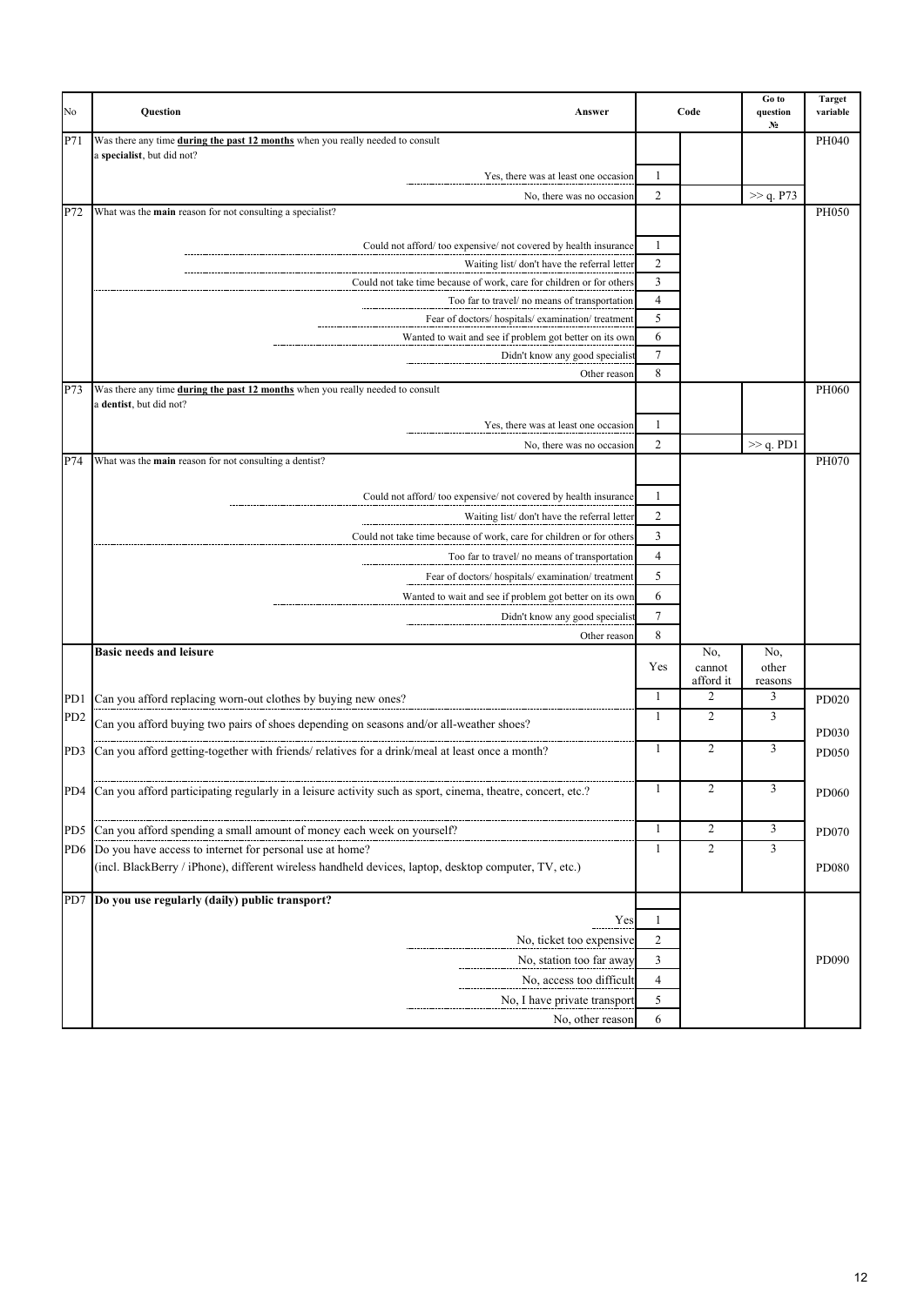| No | Question | Answer | Code | | Go to question № | Target variable |
|---|---|---|---|---|---|---|
| P71 | Was there any time **during the past 12 months** when you really needed to consult a **specialist**, but did not? | | | | | PH040 |
| | | Yes, there was at least one occasion | 1 | | | |
| | | No, there was no occasion | 2 | | >> q. P73 | |
| P72 | What was the **main** reason for not consulting a specialist? | | | | | PH050 |
| | | Could not afford/ too expensive/ not covered by health insurance | 1 | | | |
| | | Waiting list/ don't have the referral letter | 2 | | | |
| | | Could not take time because of work, care for children or for others | 3 | | | |
| | | Too far to travel/ no means of transportation | 4 | | | |
| | | Fear of doctors/ hospitals/ examination/ treatment | 5 | | | |
| | | Wanted to wait and see if problem got better on its own | 6 | | | |
| | | Didn't know any good specialist | 7 | | | |
| | | Other reason | 8 | | | |
| P73 | Was there any time **during the past 12 months** when you really needed to consult a **dentist**, but did not? | | | | | PH060 |
| | | Yes, there was at least one occasion | 1 | | | |
| | | No, there was no occasion | 2 | | >> q. PD1 | |
| P74 | What was the **main** reason for not consulting a dentist? | | | | | PH070 |
| | | Could not afford/ too expensive/ not covered by health insurance | 1 | | | |
| | | Waiting list/ don't have the referral letter | 2 | | | |
| | | Could not take time because of work, care for children or for others | 3 | | | |
| | | Too far to travel/ no means of transportation | 4 | | | |
| | | Fear of doctors/ hospitals/ examination/ treatment | 5 | | | |
| | | Wanted to wait and see if problem got better on its own | 6 | | | |
| | | Didn't know any good specialist | 7 | | | |
| | | Other reason | 8 | | | |
| | **Basic needs and leisure** | | Yes | No, cannot afford it | No, other reasons | |
| PD1 | Can you afford replacing worn-out clothes by buying new ones? | | 1 | 2 | 3 | PD020 |
| PD2 | Can you afford buying two pairs of shoes depending on seasons and/or all-weather shoes? | | 1 | 2 | 3 | PD030 |
| PD3 | Can you afford getting-together with friends/ relatives for a drink/meal at least once a month? | | 1 | 2 | 3 | PD050 |
| PD4 | Can you afford participating regularly in a leisure activity such as sport, cinema, theatre, concert, etc.? | | 1 | 2 | 3 | PD060 |
| PD5 | Can you afford spending a small amount of money each week on yourself? | | 1 | 2 | 3 | PD070 |
| PD6 | Do you have access to internet for personal use at home? (incl. BlackBerry / iPhone), different wireless handheld devices, laptop, desktop computer, TV, etc.) | | 1 | 2 | 3 | PD080 |
| PD7 | **Do you use regularly (daily) public transport?** | | | | | PD090 |
| | | Yes | 1 | | | |
| | | No, ticket too expensive | 2 | | | |
| | | No, station too far away | 3 | | | |
| | | No, access too difficult | 4 | | | |
| | | No, I have private transport | 5 | | | |
| | | No, other reason | 6 | | | |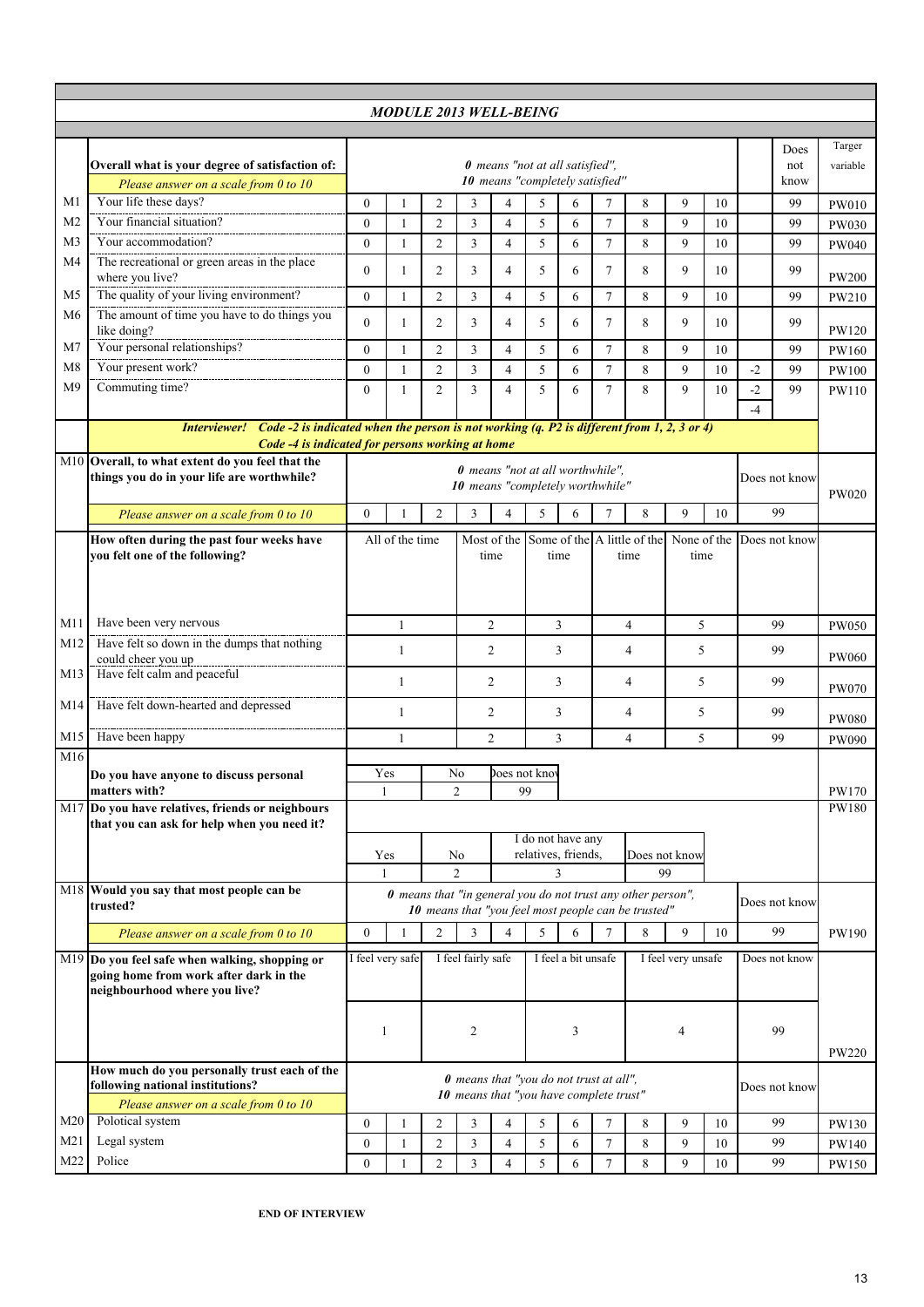## MODULE 2013 WELL-BEING

| | Overall what is your degree of satisfaction of: | 0 | 1 | 2 | 3 | 4 | 5 | 6 | 7 | 8 | 9 | 10 | | Does not know | Targer variable |
|---|---|---|---|---|---|---|---|---|---|---|---|---|---|---|---|
| | *Please answer on a scale from 0 to 10* | ***0** means "not at all satisfied",* | | | | | | | | | | | | | |
| | | ***10** means "completely satisfied"* | | | | | | | | | | | | | |
| M1 | Your life these days? | 0 | 1 | 2 | 3 | 4 | 5 | 6 | 7 | 8 | 9 | 10 | | 99 | PW010 |
| M2 | Your financial situation? | 0 | 1 | 2 | 3 | 4 | 5 | 6 | 7 | 8 | 9 | 10 | | 99 | PW030 |
| M3 | Your accommodation? | 0 | 1 | 2 | 3 | 4 | 5 | 6 | 7 | 8 | 9 | 10 | | 99 | PW040 |
| M4 | The recreational or green areas in the place where you live? | 0 | 1 | 2 | 3 | 4 | 5 | 6 | 7 | 8 | 9 | 10 | | 99 | PW200 |
| M5 | The quality of your living environment? | 0 | 1 | 2 | 3 | 4 | 5 | 6 | 7 | 8 | 9 | 10 | | 99 | PW210 |
| M6 | The amount of time you have to do things you like doing? | 0 | 1 | 2 | 3 | 4 | 5 | 6 | 7 | 8 | 9 | 10 | | 99 | PW120 |
| M7 | Your personal relationships? | 0 | 1 | 2 | 3 | 4 | 5 | 6 | 7 | 8 | 9 | 10 | | 99 | PW160 |
| M8 | Your present work? | 0 | 1 | 2 | 3 | 4 | 5 | 6 | 7 | 8 | 9 | 10 | -2 | 99 | PW100 |
| M9 | Commuting time? | 0 | 1 | 2 | 3 | 4 | 5 | 6 | 7 | 8 | 9 | 10 | -2 -4 | 99 | PW110 |

***Interviewer!** Code -2 is indicated when the person is not working (q. P2 is different from 1, 2, 3 or 4)*
***Code -4 is indicated for persons working at home***

| | | 0 | 1 | 2 | 3 | 4 | 5 | 6 | 7 | 8 | 9 | 10 | Does not know | Targer variable |
|---|---|---|---|---|---|---|---|---|---|---|---|---|---|---|
| M10 | **Overall, to what extent do you feel that the things you do in your life are worthwhile?** | ***0** means "not at all worthwhile", **10** means "completely worthwhile"* | | | | | | | | | | | | PW020 |
| | *Please answer on a scale from 0 to 10* | 0 | 1 | 2 | 3 | 4 | 5 | 6 | 7 | 8 | 9 | 10 | 99 | |

| | How often during the past four weeks have you felt one of the following? | All of the time | Most of the time | Some of the time | A little of the time | None of the time | Does not know | Targer variable |
|---|---|---|---|---|---|---|---|---|
| M11 | Have been very nervous | 1 | 2 | 3 | 4 | 5 | 99 | PW050 |
| M12 | Have felt so down in the dumps that nothing could cheer you up | 1 | 2 | 3 | 4 | 5 | 99 | PW060 |
| M13 | Have felt calm and peaceful | 1 | 2 | 3 | 4 | 5 | 99 | PW070 |
| M14 | Have felt down-hearted and depressed | 1 | 2 | 3 | 4 | 5 | 99 | PW080 |
| M15 | Have been happy | 1 | 2 | 3 | 4 | 5 | 99 | PW090 |

| | | Yes | No | Does not know | | Targer variable |
|---|---|---|---|---|---|---|
| M16 | **Do you have anyone to discuss personal matters with?** | 1 | 2 | 99 | | PW170 |

| | | Yes | No | I do not have any relatives, friends, | Does not know | Targer variable |
|---|---|---|---|---|---|---|
| M17 | **Do you have relatives, friends or neighbours that you can ask for help when you need it?** | 1 | 2 | 3 | 99 | PW180 |

| | | 0 | 1 | 2 | 3 | 4 | 5 | 6 | 7 | 8 | 9 | 10 | Does not know | Targer variable |
|---|---|---|---|---|---|---|---|---|---|---|---|---|---|---|
| M18 | **Would you say that most people can be trusted?** | ***0** means that "in general you do not trust any other person", **10** means that "you feel most people can be trusted"* | | | | | | | | | | | | PW190 |
| | *Please answer on a scale from 0 to 10* | 0 | 1 | 2 | 3 | 4 | 5 | 6 | 7 | 8 | 9 | 10 | 99 | |

| | | I feel very safe | I feel fairly safe | I feel a bit unsafe | I feel very unsafe | Does not know | Targer variable |
|---|---|---|---|---|---|---|---|
| M19 | **Do you feel safe when walking, shopping or going home from work after dark in the neighbourhood where you live?** | 1 | 2 | 3 | 4 | 99 | PW220 |

| | **How much do you personally trust each of the following national institutions?** | ***0** means that "you do not trust at all", **10** means that "you have complete trust"* | | | | | | | | | | | Does not know | Targer variable |
|---|---|---|---|---|---|---|---|---|---|---|---|---|---|---|
| | *Please answer on a scale from 0 to 10* | | | | | | | | | | | | | |
| M20 | Polotical system | 0 | 1 | 2 | 3 | 4 | 5 | 6 | 7 | 8 | 9 | 10 | 99 | PW130 |
| M21 | Legal system | 0 | 1 | 2 | 3 | 4 | 5 | 6 | 7 | 8 | 9 | 10 | 99 | PW140 |
| M22 | Police | 0 | 1 | 2 | 3 | 4 | 5 | 6 | 7 | 8 | 9 | 10 | 99 | PW150 |

**END OF INTERVIEW**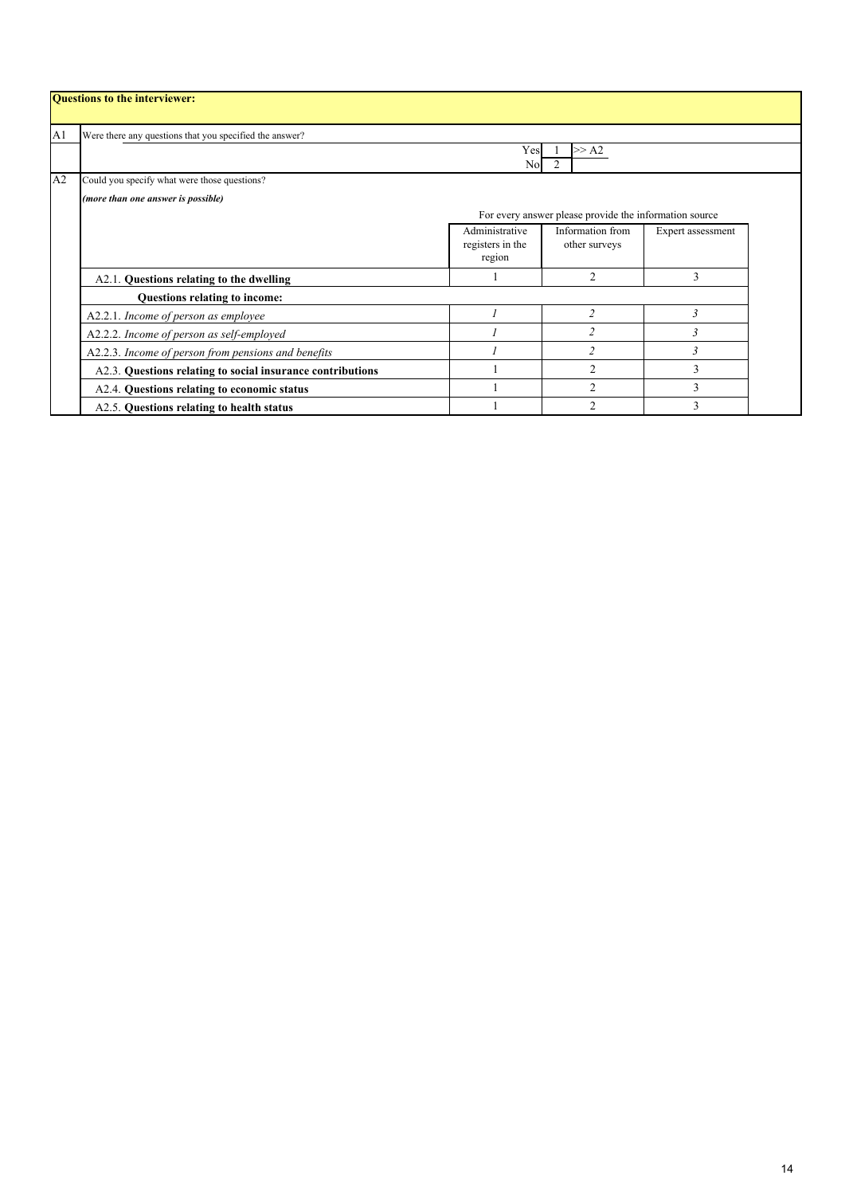**Questions to the interviewer:**

| | | | | |
|---|---|---|---|---|
| A1 | Were there any questions that you specified the answer? | | | |
| | Yes | 1 | >> A2 | |
| | No | 2 | | |

A2 Could you specify what were those questions?

***(more than one answer is possible)***

For every answer please provide the information source

| | Administrative registers in the region | Information from other surveys | Expert assessment |
|---|---|---|---|
| A2.1. **Questions relating to the dwelling** | 1 | 2 | 3 |
| **Questions relating to income:** | | | |
| A2.2.1. *Income of person as employee* | *1* | *2* | *3* |
| A2.2.2. *Income of person as self-employed* | *1* | *2* | *3* |
| A2.2.3. *Income of person from pensions and benefits* | *1* | *2* | *3* |
| A2.3. **Questions relating to social insurance contributions** | 1 | 2 | 3 |
| A2.4. **Questions relating to economic status** | 1 | 2 | 3 |
| A2.5. **Questions relating to health status** | 1 | 2 | 3 |